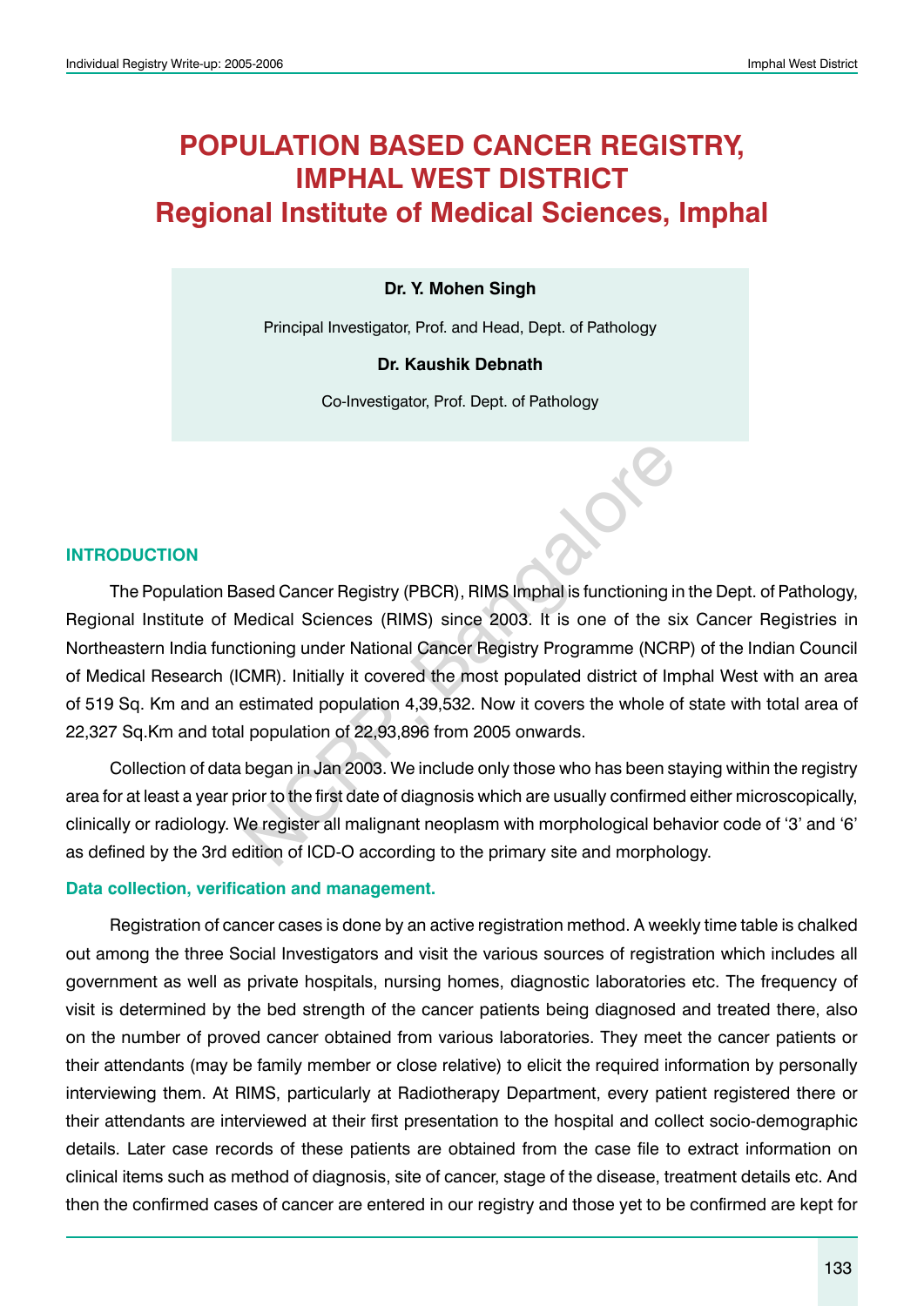# POPULATION BASED CANCER REGISTRY, IMPHAL WEST DISTRICT
# Regional Institute of Medical Sciences, Imphal

**Dr. Y. Mohen Singh**

Principal Investigator, Prof. and Head, Dept. of Pathology

**Dr. Kaushik Debnath**

Co-Investigator, Prof. Dept. of Pathology

## INTRODUCTION

The Population Based Cancer Registry (PBCR), RIMS Imphal is functioning in the Dept. of Pathology, Regional Institute of Medical Sciences (RIMS) since 2003. It is one of the six Cancer Registries in Northeastern India functioning under National Cancer Registry Programme (NCRP) of the Indian Council of Medical Research (ICMR). Initially it covered the most populated district of Imphal West with an area of 519 Sq. Km and an estimated population 4,39,532. Now it covers the whole of state with total area of 22,327 Sq.Km and total population of 22,93,896 from 2005 onwards.

Collection of data began in Jan 2003. We include only those who has been staying within the registry area for at least a year prior to the first date of diagnosis which are usually confirmed either microscopically, clinically or radiology. We register all malignant neoplasm with morphological behavior code of '3' and '6' as defined by the 3rd edition of ICD-O according to the primary site and morphology.

### Data collection, verification and management.

Registration of cancer cases is done by an active registration method. A weekly time table is chalked out among the three Social Investigators and visit the various sources of registration which includes all government as well as private hospitals, nursing homes, diagnostic laboratories etc. The frequency of visit is determined by the bed strength of the cancer patients being diagnosed and treated there, also on the number of proved cancer obtained from various laboratories. They meet the cancer patients or their attendants (may be family member or close relative) to elicit the required information by personally interviewing them. At RIMS, particularly at Radiotherapy Department, every patient registered there or their attendants are interviewed at their first presentation to the hospital and collect socio-demographic details. Later case records of these patients are obtained from the case file to extract information on clinical items such as method of diagnosis, site of cancer, stage of the disease, treatment details etc. And then the confirmed cases of cancer are entered in our registry and those yet to be confirmed are kept for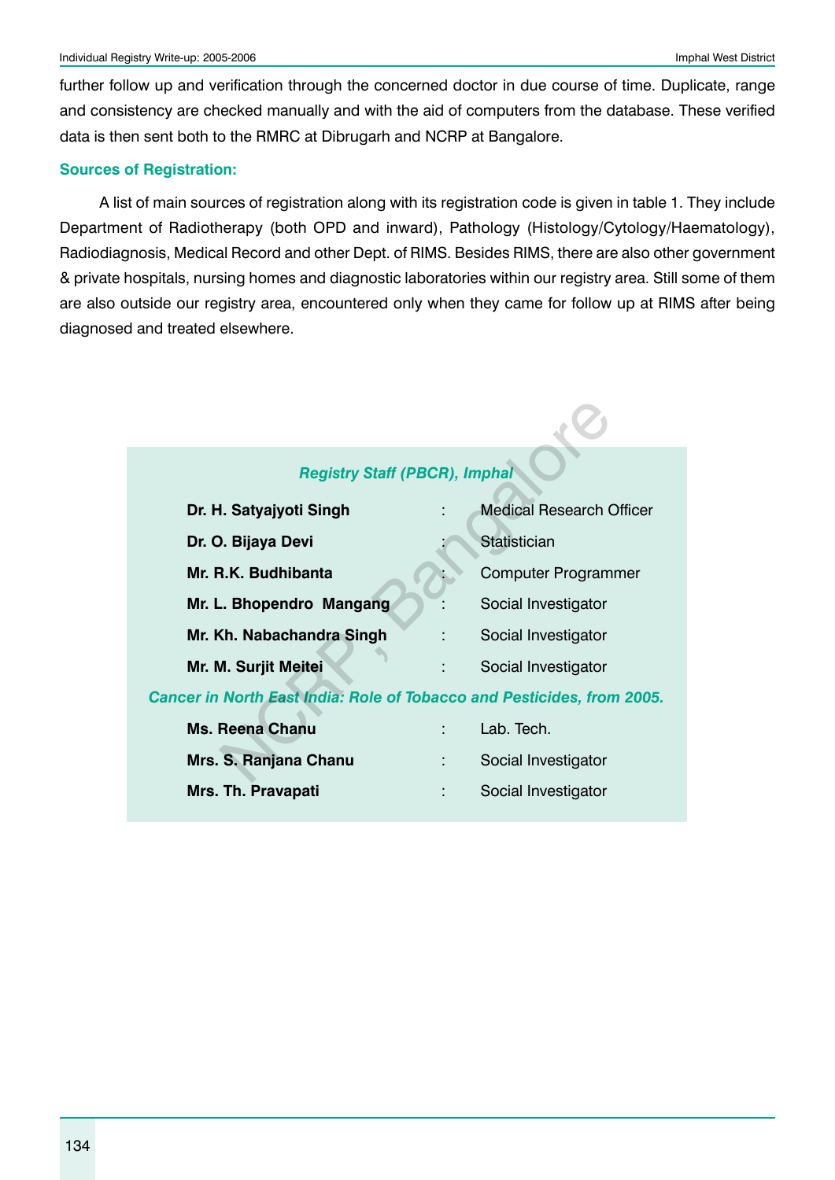further follow up and verification through the concerned doctor in due course of time. Duplicate, range and consistency are checked manually and with the aid of computers from the database. These verified data is then sent both to the RMRC at Dibrugarh and NCRP at Bangalore.

**Sources of Registration:**

A list of main sources of registration along with its registration code is given in table 1. They include Department of Radiotherapy (both OPD and inward), Pathology (Histology/Cytology/Haematology), Radiodiagnosis, Medical Record and other Dept. of RIMS. Besides RIMS, there are also other government & private hospitals, nursing homes and diagnostic laboratories within our registry area. Still some of them are also outside our registry area, encountered only when they came for follow up at RIMS after being diagnosed and treated elsewhere.

***Registry Staff (PBCR), Imphal***

| Name | | Designation |
|---|---|---|
| **Dr. H. Satyajyoti Singh** | : | Medical Research Officer |
| **Dr. O. Bijaya Devi** | : | Statistician |
| **Mr. R.K. Budhibanta** | : | Computer Programmer |
| **Mr. L. Bhopendro Mangang** | : | Social Investigator |
| **Mr. Kh. Nabachandra Singh** | : | Social Investigator |
| **Mr. M. Surjit Meitei** | : | Social Investigator |

***Cancer in North East India: Role of Tobacco and Pesticides, from 2005.***

| Name | | Designation |
|---|---|---|
| **Ms. Reena Chanu** | : | Lab. Tech. |
| **Mrs. S. Ranjana Chanu** | : | Social Investigator |
| **Mrs. Th. Pravapati** | : | Social Investigator |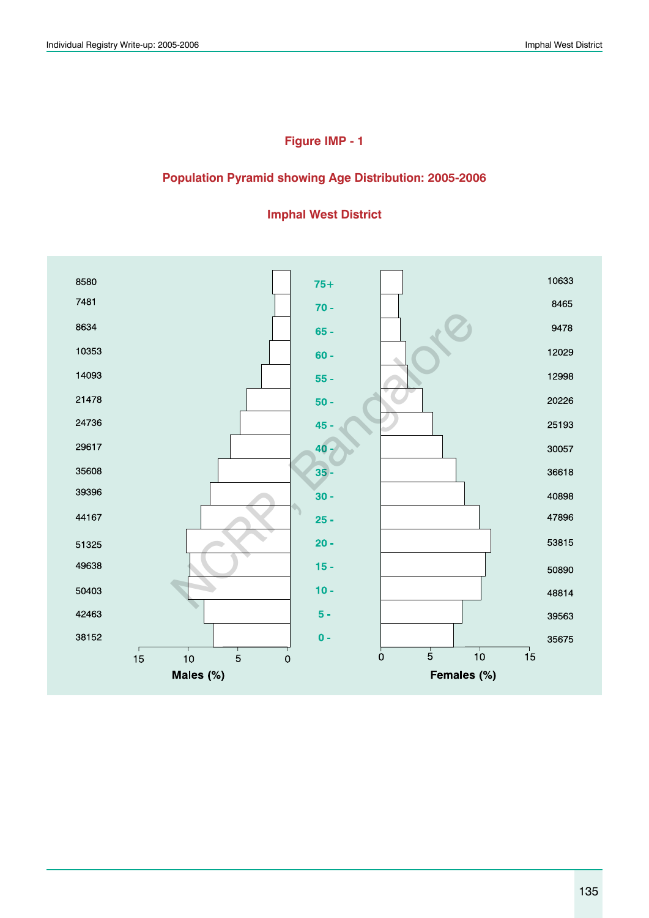## Figure IMP - 1

### Population Pyramid showing Age Distribution: 2005-2006

### Imphal West District

| Males | Age group | Females |
| --- | --- | --- |
| 8580 | 75+ | 10633 |
| 7481 | 70 - | 8465 |
| 8634 | 65 - | 9478 |
| 10353 | 60 - | 12029 |
| 14093 | 55 - | 12998 |
| 21478 | 50 - | 20226 |
| 24736 | 45 - | 25193 |
| 29617 | 40 - | 30057 |
| 35608 | 35 - | 36618 |
| 39396 | 30 - | 40898 |
| 44167 | 25 - | 47896 |
| 51325 | 20 - | 53815 |
| 49638 | 15 - | 50890 |
| 50403 | 10 - | 48814 |
| 42463 | 5 - | 39563 |
| 38152 | 0 - | 35675 |

Males (%) 15 10 5 0 — Females (%) 0 5 10 15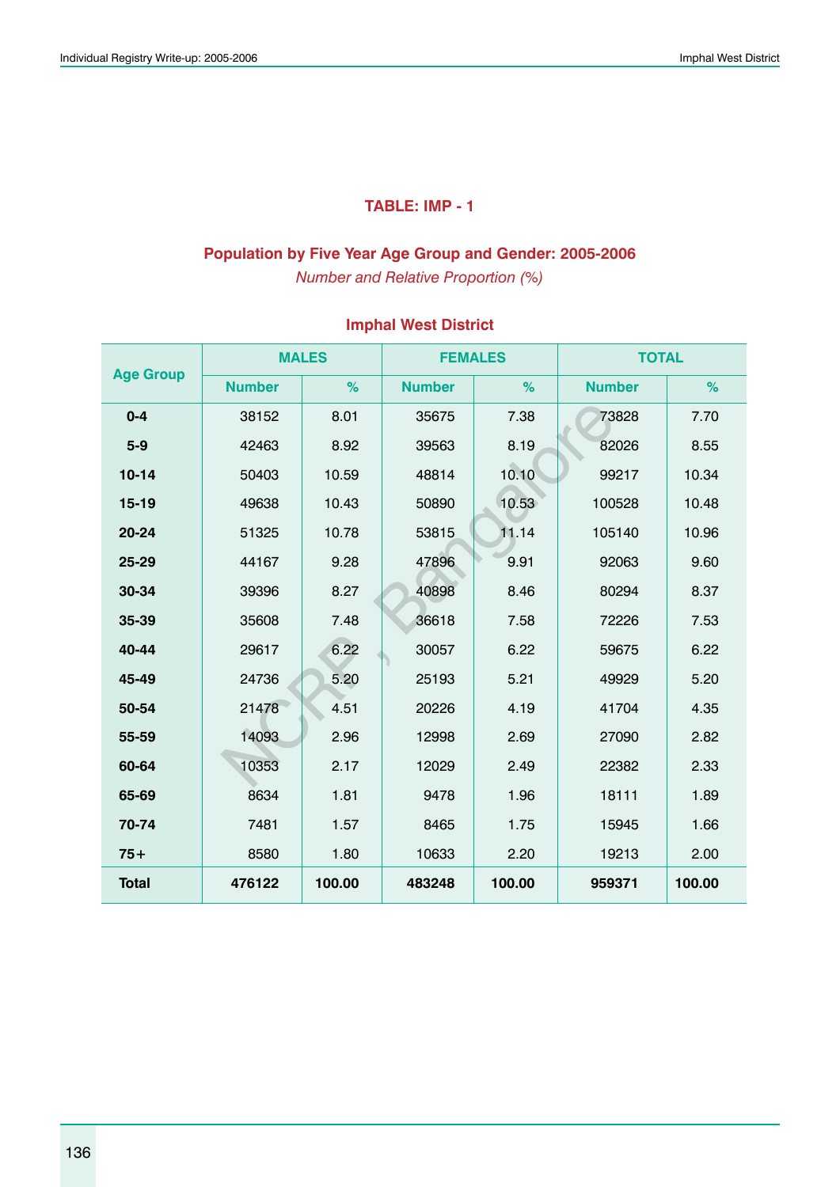**TABLE: IMP - 1**

**Population by Five Year Age Group and Gender: 2005-2006**

*Number and Relative Proportion (%)*

**Imphal West District**

| Age Group | MALES | | FEMALES | | TOTAL | |
|---|---|---|---|---|---|---|
| | Number | % | Number | % | Number | % |
| **0-4** | 38152 | 8.01 | 35675 | 7.38 | 73828 | 7.70 |
| **5-9** | 42463 | 8.92 | 39563 | 8.19 | 82026 | 8.55 |
| **10-14** | 50403 | 10.59 | 48814 | 10.10 | 99217 | 10.34 |
| **15-19** | 49638 | 10.43 | 50890 | 10.53 | 100528 | 10.48 |
| **20-24** | 51325 | 10.78 | 53815 | 11.14 | 105140 | 10.96 |
| **25-29** | 44167 | 9.28 | 47896 | 9.91 | 92063 | 9.60 |
| **30-34** | 39396 | 8.27 | 40898 | 8.46 | 80294 | 8.37 |
| **35-39** | 35608 | 7.48 | 36618 | 7.58 | 72226 | 7.53 |
| **40-44** | 29617 | 6.22 | 30057 | 6.22 | 59675 | 6.22 |
| **45-49** | 24736 | 5.20 | 25193 | 5.21 | 49929 | 5.20 |
| **50-54** | 21478 | 4.51 | 20226 | 4.19 | 41704 | 4.35 |
| **55-59** | 14093 | 2.96 | 12998 | 2.69 | 27090 | 2.82 |
| **60-64** | 10353 | 2.17 | 12029 | 2.49 | 22382 | 2.33 |
| **65-69** | 8634 | 1.81 | 9478 | 1.96 | 18111 | 1.89 |
| **70-74** | 7481 | 1.57 | 8465 | 1.75 | 15945 | 1.66 |
| **75+** | 8580 | 1.80 | 10633 | 2.20 | 19213 | 2.00 |
| **Total** | **476122** | **100.00** | **483248** | **100.00** | **959371** | **100.00** |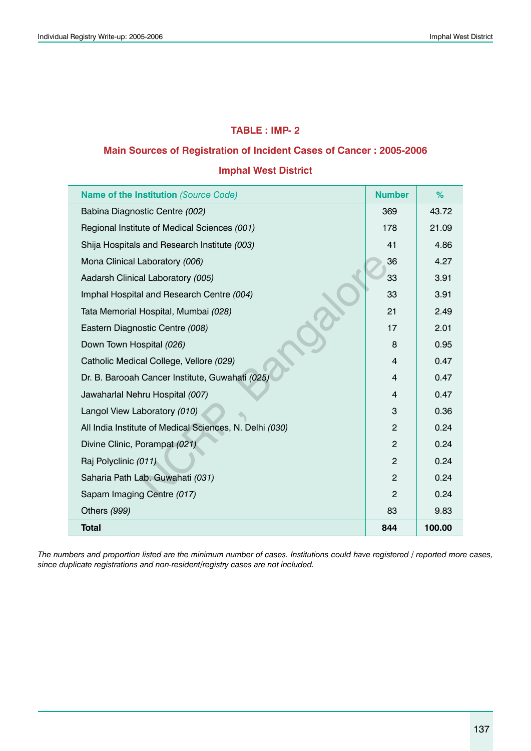## TABLE : IMP- 2

### Main Sources of Registration of Incident Cases of Cancer : 2005-2006

### Imphal West District

| **Name of the Institution** *(Source Code)* | **Number** | **%** |
|---|---|---|
| Babina Diagnostic Centre *(002)* | 369 | 43.72 |
| Regional Institute of Medical Sciences *(001)* | 178 | 21.09 |
| Shija Hospitals and Research Institute *(003)* | 41 | 4.86 |
| Mona Clinical Laboratory *(006)* | 36 | 4.27 |
| Aadarsh Clinical Laboratory *(005)* | 33 | 3.91 |
| Imphal Hospital and Research Centre *(004)* | 33 | 3.91 |
| Tata Memorial Hospital, Mumbai *(028)* | 21 | 2.49 |
| Eastern Diagnostic Centre *(008)* | 17 | 2.01 |
| Down Town Hospital *(026)* | 8 | 0.95 |
| Catholic Medical College, Vellore *(029)* | 4 | 0.47 |
| Dr. B. Barooah Cancer Institute, Guwahati *(025)* | 4 | 0.47 |
| Jawaharlal Nehru Hospital *(007)* | 4 | 0.47 |
| Langol View Laboratory *(010)* | 3 | 0.36 |
| All India Institute of Medical Sciences, N. Delhi *(030)* | 2 | 0.24 |
| Divine Clinic, Porampat *(021)* | 2 | 0.24 |
| Raj Polyclinic *(011)* | 2 | 0.24 |
| Saharia Path Lab. Guwahati *(031)* | 2 | 0.24 |
| Sapam Imaging Centre *(017)* | 2 | 0.24 |
| Others *(999)* | 83 | 9.83 |
| **Total** | **844** | **100.00** |

*The numbers and proportion listed are the minimum number of cases. Institutions could have registered / reported more cases, since duplicate registrations and non-resident/registry cases are not included.*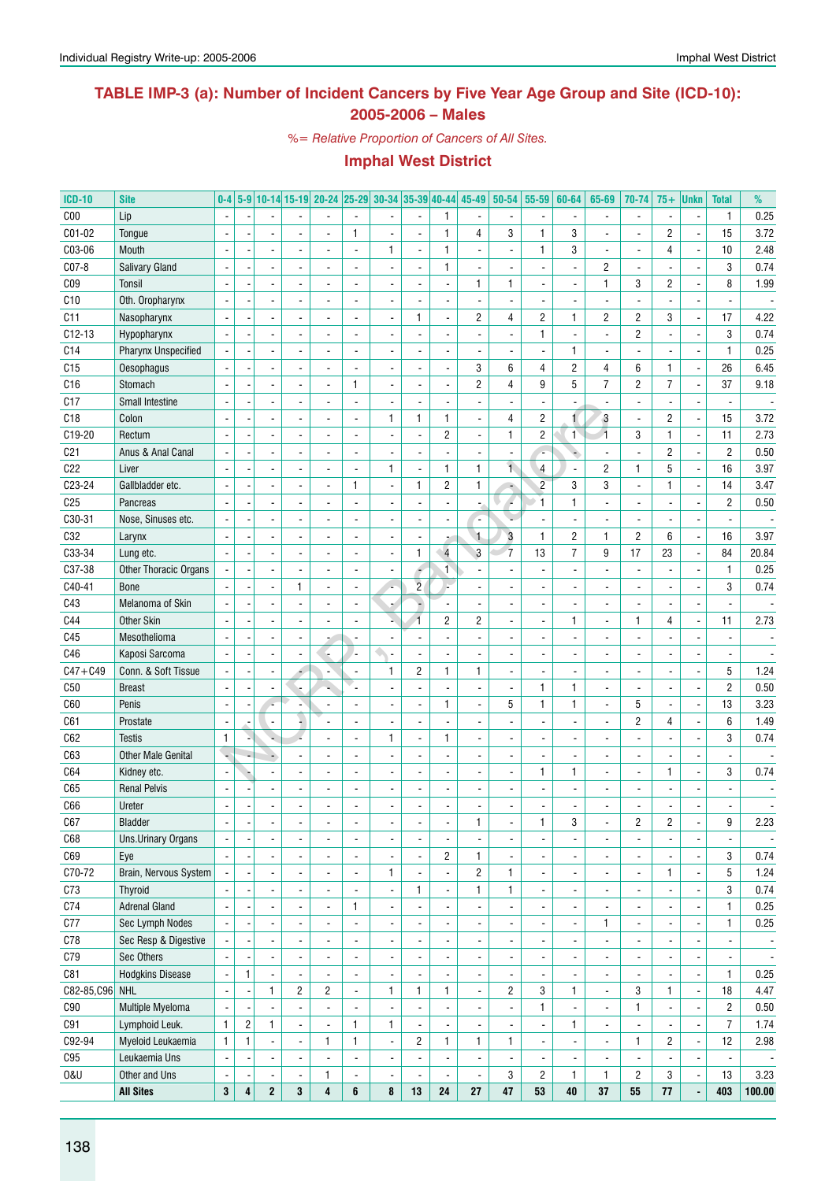## TABLE IMP-3 (a): Number of Incident Cancers by Five Year Age Group and Site (ICD-10): 2005-2006 – Males

*%= Relative Proportion of Cancers of All Sites.*

### Imphal West District

| ICD-10 | Site | 0-4 | 5-9 | 10-14 | 15-19 | 20-24 | 25-29 | 30-34 | 35-39 | 40-44 | 45-49 | 50-54 | 55-59 | 60-64 | 65-69 | 70-74 | 75+ | Unkn | Total | % |
|---|---|---|---|---|---|---|---|---|---|---|---|---|---|---|---|---|---|---|---|---|
| C00 | Lip | - | - | - | - | - | - | - | - | 1 | - | - | - | - | - | - | - | - | 1 | 0.25 |
| C01-02 | Tongue | - | - | - | - | - | 1 | - | - | 1 | 4 | 3 | 1 | 3 | - | - | 2 | - | 15 | 3.72 |
| C03-06 | Mouth | - | - | - | - | - | - | 1 | - | 1 | - | - | 1 | 3 | - | - | 4 | - | 10 | 2.48 |
| C07-8 | Salivary Gland | - | - | - | - | - | - | - | - | 1 | - | - | - | - | 2 | - | - | - | 3 | 0.74 |
| C09 | Tonsil | - | - | - | - | - | - | - | - | - | 1 | 1 | - | - | 1 | 3 | 2 | - | 8 | 1.99 |
| C10 | Oth. Oropharynx | - | - | - | - | - | - | - | - | - | - | - | - | - | - | - | - | - | - | - |
| C11 | Nasopharynx | - | - | - | - | - | - | - | 1 | - | 2 | 4 | 2 | 1 | 2 | 2 | 3 | - | 17 | 4.22 |
| C12-13 | Hypopharynx | - | - | - | - | - | - | - | - | - | - | - | 1 | - | - | 2 | - | - | 3 | 0.74 |
| C14 | Pharynx Unspecified | - | - | - | - | - | - | - | - | - | - | - | - | 1 | - | - | - | - | 1 | 0.25 |
| C15 | Oesophagus | - | - | - | - | - | - | - | - | - | 3 | 6 | 4 | 2 | 4 | 6 | 1 | - | 26 | 6.45 |
| C16 | Stomach | - | - | - | - | - | 1 | - | - | - | 2 | 4 | 9 | 5 | 7 | 2 | 7 | - | 37 | 9.18 |
| C17 | Small Intestine | - | - | - | - | - | - | - | - | - | - | - | - | - | - | - | - | - | - | - |
| C18 | Colon | - | - | - | - | - | - | 1 | 1 | 1 | - | 4 | 2 | 1 | 3 | - | 2 | - | 15 | 3.72 |
| C19-20 | Rectum | - | - | - | - | - | - | - | - | 2 | - | 1 | 2 | 1 | 1 | 3 | 1 | - | 11 | 2.73 |
| C21 | Anus & Anal Canal | - | - | - | - | - | - | - | - | - | - | - | - | - | - | - | 2 | - | 2 | 0.50 |
| C22 | Liver | - | - | - | - | - | - | 1 | - | 1 | 1 | 1 | 4 | - | 2 | 1 | 5 | - | 16 | 3.97 |
| C23-24 | Gallbladder etc. | - | - | - | - | - | 1 | - | 1 | 2 | 1 | - | 2 | 3 | 3 | - | 1 | - | 14 | 3.47 |
| C25 | Pancreas | - | - | - | - | - | - | - | - | - | - | - | 1 | 1 | - | - | - | - | 2 | 0.50 |
| C30-31 | Nose, Sinuses etc. | - | - | - | - | - | - | - | - | - | - | - | - | - | - | - | - | - | - | - |
| C32 | Larynx | - | - | - | - | - | - | - | - | - | 1 | 3 | 1 | 2 | 1 | 2 | 6 | - | 16 | 3.97 |
| C33-34 | Lung etc. | - | - | - | - | - | - | - | 1 | 4 | 3 | 7 | 13 | 7 | 9 | 17 | 23 | - | 84 | 20.84 |
| C37-38 | Other Thoracic Organs | - | - | - | - | - | - | - | - | 1 | - | - | - | - | - | - | - | - | 1 | 0.25 |
| C40-41 | Bone | - | - | - | 1 | - | - | - | 2 | - | - | - | - | - | - | - | - | - | 3 | 0.74 |
| C43 | Melanoma of Skin | - | - | - | - | - | - | - | - | - | - | - | - | - | - | - | - | - | - | - |
| C44 | Other Skin | - | - | - | - | - | - | - | 1 | 2 | 2 | - | - | 1 | - | 1 | 4 | - | 11 | 2.73 |
| C45 | Mesothelioma | - | - | - | - | - | - | - | - | - | - | - | - | - | - | - | - | - | - | - |
| C46 | Kaposi Sarcoma | - | - | - | - | - | - | - | - | - | - | - | - | - | - | - | - | - | - | - |
| C47+C49 | Conn. & Soft Tissue | - | - | - | - | - | - | 1 | 2 | 1 | 1 | - | - | - | - | - | - | - | 5 | 1.24 |
| C50 | Breast | - | - | - | - | - | - | - | - | - | - | - | 1 | 1 | - | - | - | - | 2 | 0.50 |
| C60 | Penis | - | - | - | - | - | - | - | - | 1 | - | 5 | 1 | 1 | - | 5 | - | - | 13 | 3.23 |
| C61 | Prostate | - | - | - | - | - | - | - | - | - | - | - | - | - | - | 2 | 4 | - | 6 | 1.49 |
| C62 | Testis | 1 | - | - | - | - | - | 1 | - | 1 | - | - | - | - | - | - | - | - | 3 | 0.74 |
| C63 | Other Male Genital | - | - | - | - | - | - | - | - | - | - | - | - | - | - | - | - | - | - | - |
| C64 | Kidney etc. | - | - | - | - | - | - | - | - | - | - | - | 1 | 1 | - | - | 1 | - | 3 | 0.74 |
| C65 | Renal Pelvis | - | - | - | - | - | - | - | - | - | - | - | - | - | - | - | - | - | - | - |
| C66 | Ureter | - | - | - | - | - | - | - | - | - | - | - | - | - | - | - | - | - | - | - |
| C67 | Bladder | - | - | - | - | - | - | - | - | - | 1 | - | 1 | 3 | - | 2 | 2 | - | 9 | 2.23 |
| C68 | Uns.Urinary Organs | - | - | - | - | - | - | - | - | - | - | - | - | - | - | - | - | - | - | - |
| C69 | Eye | - | - | - | - | - | - | - | - | 2 | 1 | - | - | - | - | - | - | - | 3 | 0.74 |
| C70-72 | Brain, Nervous System | - | - | - | - | - | - | 1 | - | - | 2 | 1 | - | - | - | - | 1 | - | 5 | 1.24 |
| C73 | Thyroid | - | - | - | - | - | - | - | 1 | - | 1 | 1 | - | - | - | - | - | - | 3 | 0.74 |
| C74 | Adrenal Gland | - | - | - | - | - | 1 | - | - | - | - | - | - | - | - | - | - | - | 1 | 0.25 |
| C77 | Sec Lymph Nodes | - | - | - | - | - | - | - | - | - | - | - | - | - | 1 | - | - | - | 1 | 0.25 |
| C78 | Sec Resp & Digestive | - | - | - | - | - | - | - | - | - | - | - | - | - | - | - | - | - | - | - |
| C79 | Sec Others | - | - | - | - | - | - | - | - | - | - | - | - | - | - | - | - | - | - | - |
| C81 | Hodgkins Disease | - | 1 | - | - | - | - | - | - | - | - | - | - | - | - | - | - | - | 1 | 0.25 |
| C82-85,C96 | NHL | - | - | 1 | 2 | 2 | - | 1 | 1 | 1 | - | 2 | 3 | 1 | - | 3 | 1 | - | 18 | 4.47 |
| C90 | Multiple Myeloma | - | - | - | - | - | - | - | - | - | - | - | 1 | - | - | 1 | - | - | 2 | 0.50 |
| C91 | Lymphoid Leuk. | 1 | 2 | 1 | - | - | 1 | 1 | - | - | - | - | - | 1 | - | - | - | - | 7 | 1.74 |
| C92-94 | Myeloid Leukaemia | 1 | 1 | - | - | 1 | 1 | - | 2 | 1 | 1 | 1 | - | - | - | 1 | 2 | - | 12 | 2.98 |
| C95 | Leukaemia Uns | - | - | - | - | - | - | - | - | - | - | - | - | - | - | - | - | - | - | - |
| O&U | Other and Uns | - | - | - | - | 1 | - | - | - | - | - | 3 | 2 | 1 | 1 | 2 | 3 | - | 13 | 3.23 |
| | **All Sites** | **3** | **4** | **2** | **3** | **4** | **6** | **8** | **13** | **24** | **27** | **47** | **53** | **40** | **37** | **55** | **77** | **-** | **403** | **100.00** |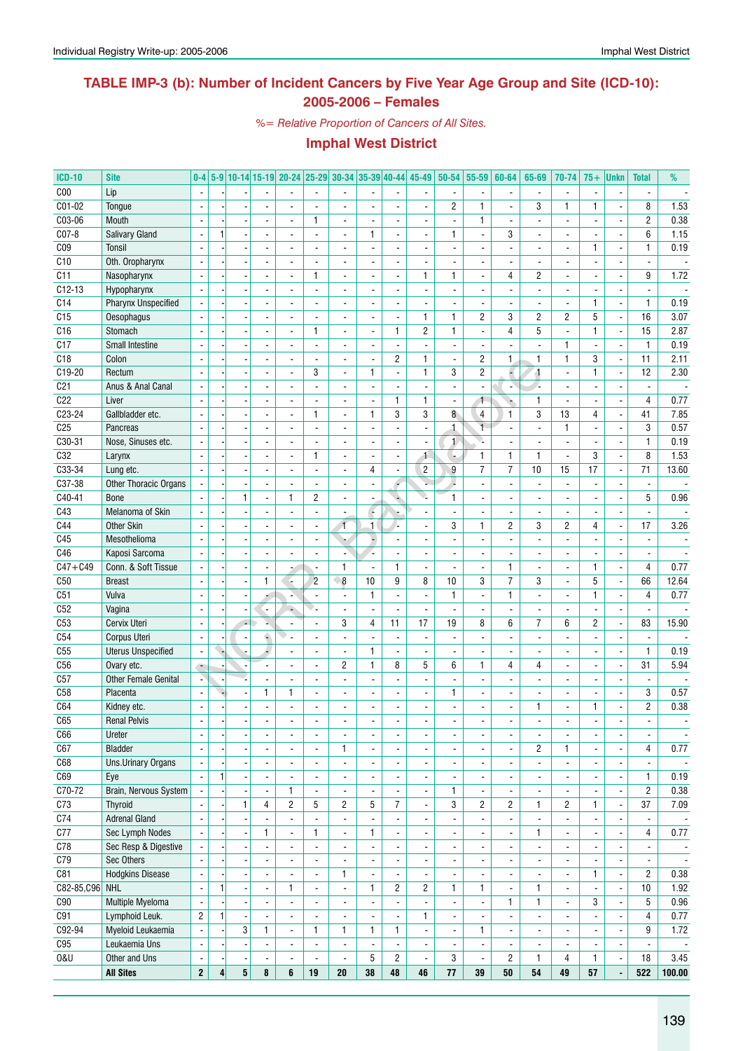## TABLE IMP-3 (b): Number of Incident Cancers by Five Year Age Group and Site (ICD-10): 2005-2006 – Females

*%= Relative Proportion of Cancers of All Sites.*

### Imphal West District

| ICD-10 | Site | 0-4 | 5-9 | 10-14 | 15-19 | 20-24 | 25-29 | 30-34 | 35-39 | 40-44 | 45-49 | 50-54 | 55-59 | 60-64 | 65-69 | 70-74 | 75+ | Unkn | Total | % |
|---|---|---|---|---|---|---|---|---|---|---|---|---|---|---|---|---|---|---|---|---|
| C00 | Lip | - | - | - | - | - | - | - | - | - | - | - | - | - | - | - | - | - | - | - |
| C01-02 | Tongue | - | - | - | - | - | - | - | - | - | - | 2 | 1 | - | 3 | 1 | 1 | - | 8 | 1.53 |
| C03-06 | Mouth | - | - | - | - | - | 1 | - | - | - | - | - | 1 | - | - | - | - | - | 2 | 0.38 |
| C07-8 | Salivary Gland | - | 1 | - | - | - | - | - | 1 | - | - | 1 | - | 3 | - | - | - | - | 6 | 1.15 |
| C09 | Tonsil | - | - | - | - | - | - | - | - | - | - | - | - | - | - | - | 1 | - | 1 | 0.19 |
| C10 | Oth. Oropharynx | - | - | - | - | - | - | - | - | - | - | - | - | - | - | - | - | - | - | - |
| C11 | Nasopharynx | - | - | - | - | - | 1 | - | - | - | 1 | 1 | - | 4 | 2 | - | - | - | 9 | 1.72 |
| C12-13 | Hypopharynx | - | - | - | - | - | - | - | - | - | - | - | - | - | - | - | - | - | - | - |
| C14 | Pharynx Unspecified | - | - | - | - | - | - | - | - | - | - | - | - | - | - | - | 1 | - | 1 | 0.19 |
| C15 | Oesophagus | - | - | - | - | - | - | - | - | - | 1 | 1 | 2 | 3 | 2 | 2 | 5 | - | 16 | 3.07 |
| C16 | Stomach | - | - | - | - | - | 1 | - | - | 1 | 2 | 1 | - | 4 | 5 | - | 1 | - | 15 | 2.87 |
| C17 | Small Intestine | - | - | - | - | - | - | - | - | - | - | - | - | - | - | 1 | - | - | 1 | 0.19 |
| C18 | Colon | - | - | - | - | - | - | - | - | 2 | 1 | - | 2 | 1 | 1 | 1 | 3 | - | 11 | 2.11 |
| C19-20 | Rectum | - | - | - | - | - | 3 | - | 1 | - | 1 | 3 | 2 | - | 1 | - | 1 | - | 12 | 2.30 |
| C21 | Anus & Anal Canal | - | - | - | - | - | - | - | - | - | - | - | - | - | - | - | - | - | - | - |
| C22 | Liver | - | - | - | - | - | - | - | - | 1 | 1 | - | 1 | - | 1 | - | - | - | 4 | 0.77 |
| C23-24 | Gallbladder etc. | - | - | - | - | - | 1 | - | 1 | 3 | 3 | 8 | 4 | 1 | 3 | 13 | 4 | - | 41 | 7.85 |
| C25 | Pancreas | - | - | - | - | - | - | - | - | - | - | 1 | 1 | - | - | 1 | - | - | 3 | 0.57 |
| C30-31 | Nose, Sinuses etc. | - | - | - | - | - | - | - | - | - | - | 1 | - | - | - | - | - | - | 1 | 0.19 |
| C32 | Larynx | - | - | - | - | - | 1 | - | - | - | 1 | - | 1 | 1 | 1 | - | 3 | - | 8 | 1.53 |
| C33-34 | Lung etc. | - | - | - | - | - | - | - | 4 | - | 2 | 9 | 7 | 7 | 10 | 15 | 17 | - | 71 | 13.60 |
| C37-38 | Other Thoracic Organs | - | - | - | - | - | - | - | - | - | - | - | - | - | - | - | - | - | - | - |
| C40-41 | Bone | - | - | 1 | - | 1 | 2 | - | - | - | - | 1 | - | - | - | - | - | - | 5 | 0.96 |
| C43 | Melanoma of Skin | - | - | - | - | - | - | - | - | - | - | - | - | - | - | - | - | - | - | - |
| C44 | Other Skin | - | - | - | - | - | - | 1 | 1 | - | - | 3 | 1 | 2 | 3 | 2 | 4 | - | 17 | 3.26 |
| C45 | Mesothelioma | - | - | - | - | - | - | - | - | - | - | - | - | - | - | - | - | - | - | - |
| C46 | Kaposi Sarcoma | - | - | - | - | - | - | - | - | - | - | - | - | - | - | - | - | - | - | - |
| C47+C49 | Conn. & Soft Tissue | - | - | - | - | - | - | 1 | - | 1 | - | - | - | 1 | - | - | 1 | - | 4 | 0.77 |
| C50 | Breast | - | - | - | 1 | - | 2 | 8 | 10 | 9 | 8 | 10 | 3 | 7 | 3 | - | 5 | - | 66 | 12.64 |
| C51 | Vulva | - | - | - | - | - | - | - | 1 | - | - | 1 | - | 1 | - | - | 1 | - | 4 | 0.77 |
| C52 | Vagina | - | - | - | - | - | - | - | - | - | - | - | - | - | - | - | - | - | - | - |
| C53 | Cervix Uteri | - | - | - | - | - | - | 3 | 4 | 11 | 17 | 19 | 8 | 6 | 7 | 6 | 2 | - | 83 | 15.90 |
| C54 | Corpus Uteri | - | - | - | - | - | - | - | - | - | - | - | - | - | - | - | - | - | - | - |
| C55 | Uterus Unspecified | - | - | - | - | - | - | - | 1 | - | - | - | - | - | - | - | - | - | 1 | 0.19 |
| C56 | Ovary etc. | - | - | - | - | - | - | 2 | 1 | 8 | 5 | 6 | 1 | 4 | 4 | - | - | - | 31 | 5.94 |
| C57 | Other Female Genital | - | - | - | - | - | - | - | - | - | - | - | - | - | - | - | - | - | - | - |
| C58 | Placenta | - | - | - | 1 | 1 | - | - | - | - | - | 1 | - | - | - | - | - | - | 3 | 0.57 |
| C64 | Kidney etc. | - | - | - | - | - | - | - | - | - | - | - | - | - | 1 | - | 1 | - | 2 | 0.38 |
| C65 | Renal Pelvis | - | - | - | - | - | - | - | - | - | - | - | - | - | - | - | - | - | - | - |
| C66 | Ureter | - | - | - | - | - | - | - | - | - | - | - | - | - | - | - | - | - | - | - |
| C67 | Bladder | - | - | - | - | - | - | 1 | - | - | - | - | - | - | 2 | 1 | - | - | 4 | 0.77 |
| C68 | Uns.Urinary Organs | - | - | - | - | - | - | - | - | - | - | - | - | - | - | - | - | - | - | - |
| C69 | Eye | - | 1 | - | - | - | - | - | - | - | - | - | - | - | - | - | - | - | 1 | 0.19 |
| C70-72 | Brain, Nervous System | - | - | - | - | 1 | - | - | - | - | - | 1 | - | - | - | - | - | - | 2 | 0.38 |
| C73 | Thyroid | - | - | 1 | 4 | 2 | 5 | 2 | 5 | 7 | - | 3 | 2 | 2 | 1 | 2 | 1 | - | 37 | 7.09 |
| C74 | Adrenal Gland | - | - | - | - | - | - | - | - | - | - | - | - | - | - | - | - | - | - | - |
| C77 | Sec Lymph Nodes | - | - | - | 1 | - | 1 | - | 1 | - | - | - | - | - | 1 | - | - | - | 4 | 0.77 |
| C78 | Sec Resp & Digestive | - | - | - | - | - | - | - | - | - | - | - | - | - | - | - | - | - | - | - |
| C79 | Sec Others | - | - | - | - | - | - | - | - | - | - | - | - | - | - | - | - | - | - | - |
| C81 | Hodgkins Disease | - | - | - | - | - | - | 1 | - | - | - | - | - | - | - | - | 1 | - | 2 | 0.38 |
| C82-85,C96 | NHL | - | 1 | - | - | 1 | - | - | 1 | 2 | 2 | 1 | 1 | - | 1 | - | - | - | 10 | 1.92 |
| C90 | Multiple Myeloma | - | - | - | - | - | - | - | - | - | - | - | - | 1 | 1 | - | 3 | - | 5 | 0.96 |
| C91 | Lymphoid Leuk. | 2 | 1 | - | - | - | - | - | - | - | 1 | - | - | - | - | - | - | - | 4 | 0.77 |
| C92-94 | Myeloid Leukaemia | - | - | 3 | 1 | - | 1 | 1 | 1 | 1 | - | - | 1 | - | - | - | - | - | 9 | 1.72 |
| C95 | Leukaemia Uns | - | - | - | - | - | - | - | - | - | - | - | - | - | - | - | - | - | - | - |
| O&U | Other and Uns | - | - | - | - | - | - | - | 5 | 2 | - | 3 | - | 2 | 1 | 4 | 1 | - | 18 | 3.45 |
| | **All Sites** | **2** | **4** | **5** | **8** | **6** | **19** | **20** | **38** | **48** | **46** | **77** | **39** | **50** | **54** | **49** | **57** | **-** | **522** | **100.00** |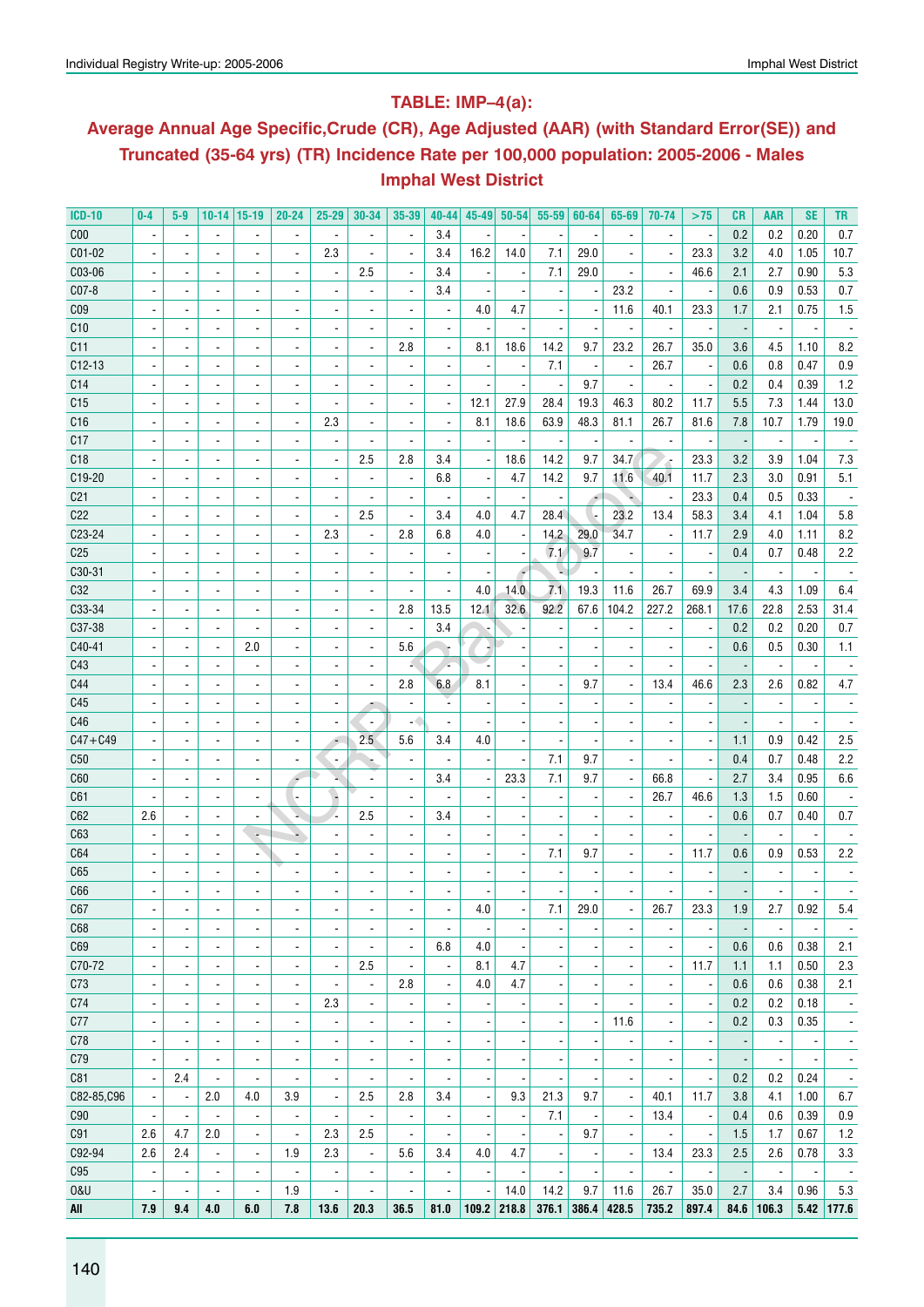## TABLE: IMP–4(a):

## Average Annual Age Specific,Crude (CR), Age Adjusted (AAR) (with Standard Error(SE)) and Truncated (35-64 yrs) (TR) Incidence Rate per 100,000 population: 2005-2006 - Males Imphal West District

| ICD-10 | 0-4 | 5-9 | 10-14 | 15-19 | 20-24 | 25-29 | 30-34 | 35-39 | 40-44 | 45-49 | 50-54 | 55-59 | 60-64 | 65-69 | 70-74 | >75 | CR | AAR | SE | TR |
|---|---|---|---|---|---|---|---|---|---|---|---|---|---|---|---|---|---|---|---|---|
| C00 | - | - | - | - | - | - | - | - | 3.4 | - | - | - | - | - | - | - | 0.2 | 0.2 | 0.20 | 0.7 |
| C01-02 | - | - | - | - | - | 2.3 | - | - | 3.4 | 16.2 | 14.0 | 7.1 | 29.0 | - | - | 23.3 | 3.2 | 4.0 | 1.05 | 10.7 |
| C03-06 | - | - | - | - | - | - | 2.5 | - | 3.4 | - | - | 7.1 | 29.0 | - | - | 46.6 | 2.1 | 2.7 | 0.90 | 5.3 |
| C07-8 | - | - | - | - | - | - | - | - | 3.4 | - | - | - | - | 23.2 | - | - | 0.6 | 0.9 | 0.53 | 0.7 |
| C09 | - | - | - | - | - | - | - | - | - | 4.0 | 4.7 | - | - | 11.6 | 40.1 | 23.3 | 1.7 | 2.1 | 0.75 | 1.5 |
| C10 | - | - | - | - | - | - | - | - | - | - | - | - | - | - | - | - | - | - | - | - |
| C11 | - | - | - | - | - | - | - | 2.8 | - | 8.1 | 18.6 | 14.2 | 9.7 | 23.2 | 26.7 | 35.0 | 3.6 | 4.5 | 1.10 | 8.2 |
| C12-13 | - | - | - | - | - | - | - | - | - | - | - | 7.1 | - | - | 26.7 | - | 0.6 | 0.8 | 0.47 | 0.9 |
| C14 | - | - | - | - | - | - | - | - | - | - | - | - | 9.7 | - | - | - | 0.2 | 0.4 | 0.39 | 1.2 |
| C15 | - | - | - | - | - | - | - | - | - | 12.1 | 27.9 | 28.4 | 19.3 | 46.3 | 80.2 | 11.7 | 5.5 | 7.3 | 1.44 | 13.0 |
| C16 | - | - | - | - | - | 2.3 | - | - | - | 8.1 | 18.6 | 63.9 | 48.3 | 81.1 | 26.7 | 81.6 | 7.8 | 10.7 | 1.79 | 19.0 |
| C17 | - | - | - | - | - | - | - | - | - | - | - | - | - | - | - | - | - | - | - | - |
| C18 | - | - | - | - | - | - | 2.5 | 2.8 | 3.4 | - | 18.6 | 14.2 | 9.7 | 34.7 | - | 23.3 | 3.2 | 3.9 | 1.04 | 7.3 |
| C19-20 | - | - | - | - | - | - | - | - | 6.8 | - | 4.7 | 14.2 | 9.7 | 11.6 | 40.1 | 11.7 | 2.3 | 3.0 | 0.91 | 5.1 |
| C21 | - | - | - | - | - | - | - | - | - | - | - | - | - | - | - | 23.3 | 0.4 | 0.5 | 0.33 | - |
| C22 | - | - | - | - | - | - | 2.5 | - | 3.4 | 4.0 | 4.7 | 28.4 | - | 23.2 | 13.4 | 58.3 | 3.4 | 4.1 | 1.04 | 5.8 |
| C23-24 | - | - | - | - | - | 2.3 | - | 2.8 | 6.8 | 4.0 | - | 14.2 | 29.0 | 34.7 | - | 11.7 | 2.9 | 4.0 | 1.11 | 8.2 |
| C25 | - | - | - | - | - | - | - | - | - | - | - | 7.1 | 9.7 | - | - | - | 0.4 | 0.7 | 0.48 | 2.2 |
| C30-31 | - | - | - | - | - | - | - | - | - | - | - | - | - | - | - | - | - | - | - | - |
| C32 | - | - | - | - | - | - | - | - | - | 4.0 | 14.0 | 7.1 | 19.3 | 11.6 | 26.7 | 69.9 | 3.4 | 4.3 | 1.09 | 6.4 |
| C33-34 | - | - | - | - | - | - | - | 2.8 | 13.5 | 12.1 | 32.6 | 92.2 | 67.6 | 104.2 | 227.2 | 268.1 | 17.6 | 22.8 | 2.53 | 31.4 |
| C37-38 | - | - | - | - | - | - | - | - | 3.4 | - | - | - | - | - | - | - | 0.2 | 0.2 | 0.20 | 0.7 |
| C40-41 | - | - | - | 2.0 | - | - | - | 5.6 | - | - | - | - | - | - | - | - | 0.6 | 0.5 | 0.30 | 1.1 |
| C43 | - | - | - | - | - | - | - | - | - | - | - | - | - | - | - | - | - | - | - | - |
| C44 | - | - | - | - | - | - | - | 2.8 | 6.8 | 8.1 | - | - | 9.7 | - | 13.4 | 46.6 | 2.3 | 2.6 | 0.82 | 4.7 |
| C45 | - | - | - | - | - | - | - | - | - | - | - | - | - | - | - | - | - | - | - | - |
| C46 | - | - | - | - | - | - | - | - | - | - | - | - | - | - | - | - | - | - | - | - |
| C47+C49 | - | - | - | - | - | - | 2.5 | 5.6 | 3.4 | 4.0 | - | - | - | - | - | - | 1.1 | 0.9 | 0.42 | 2.5 |
| C50 | - | - | - | - | - | - | - | - | - | - | - | 7.1 | 9.7 | - | - | - | 0.4 | 0.7 | 0.48 | 2.2 |
| C60 | - | - | - | - | - | - | - | - | 3.4 | - | 23.3 | 7.1 | 9.7 | - | 66.8 | - | 2.7 | 3.4 | 0.95 | 6.6 |
| C61 | - | - | - | - | - | - | - | - | - | - | - | - | - | - | 26.7 | 46.6 | 1.3 | 1.5 | 0.60 | - |
| C62 | 2.6 | - | - | - | - | - | 2.5 | - | 3.4 | - | - | - | - | - | - | - | 0.6 | 0.7 | 0.40 | 0.7 |
| C63 | - | - | - | - | - | - | - | - | - | - | - | - | - | - | - | - | - | - | - | - |
| C64 | - | - | - | - | - | - | - | - | - | - | - | 7.1 | 9.7 | - | - | 11.7 | 0.6 | 0.9 | 0.53 | 2.2 |
| C65 | - | - | - | - | - | - | - | - | - | - | - | - | - | - | - | - | - | - | - | - |
| C66 | - | - | - | - | - | - | - | - | - | - | - | - | - | - | - | - | - | - | - | - |
| C67 | - | - | - | - | - | - | - | - | - | 4.0 | - | 7.1 | 29.0 | - | 26.7 | 23.3 | 1.9 | 2.7 | 0.92 | 5.4 |
| C68 | - | - | - | - | - | - | - | - | - | - | - | - | - | - | - | - | - | - | - | - |
| C69 | - | - | - | - | - | - | - | - | 6.8 | 4.0 | - | - | - | - | - | - | 0.6 | 0.6 | 0.38 | 2.1 |
| C70-72 | - | - | - | - | - | - | 2.5 | - | - | 8.1 | 4.7 | - | - | - | - | 11.7 | 1.1 | 1.1 | 0.50 | 2.3 |
| C73 | - | - | - | - | - | - | - | 2.8 | - | 4.0 | 4.7 | - | - | - | - | - | 0.6 | 0.6 | 0.38 | 2.1 |
| C74 | - | - | - | - | - | 2.3 | - | - | - | - | - | - | - | - | - | - | 0.2 | 0.2 | 0.18 | - |
| C77 | - | - | - | - | - | - | - | - | - | - | - | - | - | 11.6 | - | - | 0.2 | 0.3 | 0.35 | - |
| C78 | - | - | - | - | - | - | - | - | - | - | - | - | - | - | - | - | - | - | - | - |
| C79 | - | - | - | - | - | - | - | - | - | - | - | - | - | - | - | - | - | - | - | - |
| C81 | - | 2.4 | - | - | - | - | - | - | - | - | - | - | - | - | - | - | 0.2 | 0.2 | 0.24 | - |
| C82-85,C96 | - | - | 2.0 | 4.0 | 3.9 | - | 2.5 | 2.8 | 3.4 | - | 9.3 | 21.3 | 9.7 | - | 40.1 | 11.7 | 3.8 | 4.1 | 1.00 | 6.7 |
| C90 | - | - | - | - | - | - | - | - | - | - | - | 7.1 | - | - | 13.4 | - | 0.4 | 0.6 | 0.39 | 0.9 |
| C91 | 2.6 | 4.7 | 2.0 | - | - | 2.3 | 2.5 | - | - | - | - | - | 9.7 | - | - | - | 1.5 | 1.7 | 0.67 | 1.2 |
| C92-94 | 2.6 | 2.4 | - | - | 1.9 | 2.3 | - | 5.6 | 3.4 | 4.0 | 4.7 | - | - | - | 13.4 | 23.3 | 2.5 | 2.6 | 0.78 | 3.3 |
| C95 | - | - | - | - | - | - | - | - | - | - | - | - | - | - | - | - | - | - | - | - |
| O&U | - | - | - | - | 1.9 | - | - | - | - | - | 14.0 | 14.2 | 9.7 | 11.6 | 26.7 | 35.0 | 2.7 | 3.4 | 0.96 | 5.3 |
| **All** | **7.9** | **9.4** | **4.0** | **6.0** | **7.8** | **13.6** | **20.3** | **36.5** | **81.0** | **109.2** | **218.8** | **376.1** | **386.4** | **428.5** | **735.2** | **897.4** | **84.6** | **106.3** | **5.42** | **177.6** |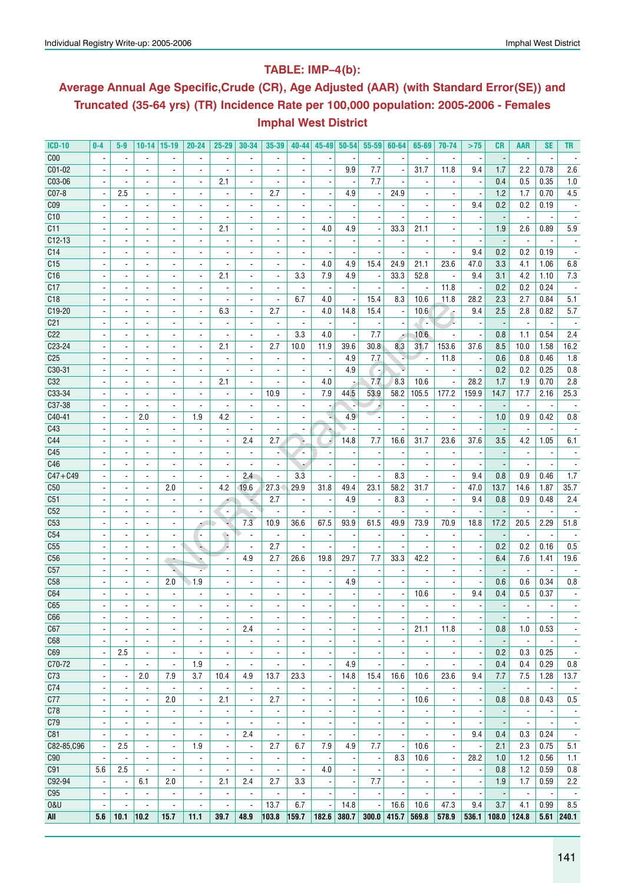## TABLE: IMP–4(b):

## Average Annual Age Specific,Crude (CR), Age Adjusted (AAR) (with Standard Error(SE)) and Truncated (35-64 yrs) (TR) Incidence Rate per 100,000 population: 2005-2006 - Females Imphal West District

| ICD-10 | 0-4 | 5-9 | 10-14 | 15-19 | 20-24 | 25-29 | 30-34 | 35-39 | 40-44 | 45-49 | 50-54 | 55-59 | 60-64 | 65-69 | 70-74 | >75 | CR | AAR | SE | TR |
|---|---|---|---|---|---|---|---|---|---|---|---|---|---|---|---|---|---|---|---|---|
| C00 | - | - | - | - | - | - | - | - | - | - | - | - | - | - | - | - | - | - | - | - |
| C01-02 | - | - | - | - | - | - | - | - | - | - | 9.9 | 7.7 | - | 31.7 | 11.8 | 9.4 | 1.7 | 2.2 | 0.78 | 2.6 |
| C03-06 | - | - | - | - | - | 2.1 | - | - | - | - | - | 7.7 | - | - | - | - | 0.4 | 0.5 | 0.35 | 1.0 |
| C07-8 | - | 2.5 | - | - | - | - | - | 2.7 | - | - | 4.9 | - | 24.9 | - | - | - | 1.2 | 1.7 | 0.70 | 4.5 |
| C09 | - | - | - | - | - | - | - | - | - | - | - | - | - | - | - | 9.4 | 0.2 | 0.2 | 0.19 | - |
| C10 | - | - | - | - | - | - | - | - | - | - | - | - | - | - | - | - | - | - | - | - |
| C11 | - | - | - | - | - | 2.1 | - | - | - | 4.0 | 4.9 | - | 33.3 | 21.1 | - | - | 1.9 | 2.6 | 0.89 | 5.9 |
| C12-13 | - | - | - | - | - | - | - | - | - | - | - | - | - | - | - | - | - | - | - | - |
| C14 | - | - | - | - | - | - | - | - | - | - | - | - | - | - | - | 9.4 | 0.2 | 0.2 | 0.19 | - |
| C15 | - | - | - | - | - | - | - | - | - | 4.0 | 4.9 | 15.4 | 24.9 | 21.1 | 23.6 | 47.0 | 3.3 | 4.1 | 1.06 | 6.8 |
| C16 | - | - | - | - | - | 2.1 | - | - | 3.3 | 7.9 | 4.9 | - | 33.3 | 52.8 | - | 9.4 | 3.1 | 4.2 | 1.10 | 7.3 |
| C17 | - | - | - | - | - | - | - | - | - | - | - | - | - | - | 11.8 | - | 0.2 | 0.2 | 0.24 | - |
| C18 | - | - | - | - | - | - | - | - | 6.7 | 4.0 | - | 15.4 | 8.3 | 10.6 | 11.8 | 28.2 | 2.3 | 2.7 | 0.84 | 5.1 |
| C19-20 | - | - | - | - | - | 6.3 | - | 2.7 | - | 4.0 | 14.8 | 15.4 | - | 10.6 | - | 9.4 | 2.5 | 2.8 | 0.82 | 5.7 |
| C21 | - | - | - | - | - | - | - | - | - | - | - | - | - | - | - | - | - | - | - | - |
| C22 | - | - | - | - | - | - | - | - | 3.3 | 4.0 | - | 7.7 | - | 10.6 | - | - | 0.8 | 1.1 | 0.54 | 2.4 |
| C23-24 | - | - | - | - | - | 2.1 | - | 2.7 | 10.0 | 11.9 | 39.6 | 30.8 | 8.3 | 31.7 | 153.6 | 37.6 | 8.5 | 10.0 | 1.58 | 16.2 |
| C25 | - | - | - | - | - | - | - | - | - | - | 4.9 | 7.7 | - | - | 11.8 | - | 0.6 | 0.8 | 0.46 | 1.8 |
| C30-31 | - | - | - | - | - | - | - | - | - | - | 4.9 | - | - | - | - | - | 0.2 | 0.2 | 0.25 | 0.8 |
| C32 | - | - | - | - | - | 2.1 | - | - | - | 4.0 | - | 7.7 | 8.3 | 10.6 | - | 28.2 | 1.7 | 1.9 | 0.70 | 2.8 |
| C33-34 | - | - | - | - | - | - | - | 10.9 | - | 7.9 | 44.5 | 53.9 | 58.2 | 105.5 | 177.2 | 159.9 | 14.7 | 17.7 | 2.16 | 25.3 |
| C37-38 | - | - | - | - | - | - | - | - | - | - | - | - | - | - | - | - | - | - | - | - |
| C40-41 | - | - | 2.0 | - | 1.9 | 4.2 | - | - | - | - | 4.9 | - | - | - | - | - | 1.0 | 0.9 | 0.42 | 0.8 |
| C43 | - | - | - | - | - | - | - | - | - | - | - | - | - | - | - | - | - | - | - | - |
| C44 | - | - | - | - | - | - | 2.4 | 2.7 | - | - | 14.8 | 7.7 | 16.6 | 31.7 | 23.6 | 37.6 | 3.5 | 4.2 | 1.05 | 6.1 |
| C45 | - | - | - | - | - | - | - | - | - | - | - | - | - | - | - | - | - | - | - | - |
| C46 | - | - | - | - | - | - | - | - | - | - | - | - | - | - | - | - | - | - | - | - |
| C47+C49 | - | - | - | - | - | - | 2.4 | - | 3.3 | - | - | - | 8.3 | - | - | 9.4 | 0.8 | 0.9 | 0.46 | 1.7 |
| C50 | - | - | - | 2.0 | - | 4.2 | 19.6 | 27.3 | 29.9 | 31.8 | 49.4 | 23.1 | 58.2 | 31.7 | - | 47.0 | 13.7 | 14.6 | 1.87 | 35.7 |
| C51 | - | - | - | - | - | - | - | 2.7 | - | - | 4.9 | - | 8.3 | - | - | 9.4 | 0.8 | 0.9 | 0.48 | 2.4 |
| C52 | - | - | - | - | - | - | - | - | - | - | - | - | - | - | - | - | - | - | - | - |
| C53 | - | - | - | - | - | - | 7.3 | 10.9 | 36.6 | 67.5 | 93.9 | 61.5 | 49.9 | 73.9 | 70.9 | 18.8 | 17.2 | 20.5 | 2.29 | 51.8 |
| C54 | - | - | - | - | - | - | - | - | - | - | - | - | - | - | - | - | - | - | - | - |
| C55 | - | - | - | - | - | - | - | 2.7 | - | - | - | - | - | - | - | - | 0.2 | 0.2 | 0.16 | 0.5 |
| C56 | - | - | - | - | - | - | 4.9 | 2.7 | 26.6 | 19.8 | 29.7 | 7.7 | 33.3 | 42.2 | - | - | 6.4 | 7.6 | 1.41 | 19.6 |
| C57 | - | - | - | - | - | - | - | - | - | - | - | - | - | - | - | - | - | - | - | - |
| C58 | - | - | - | 2.0 | 1.9 | - | - | - | - | - | 4.9 | - | - | - | - | - | 0.6 | 0.6 | 0.34 | 0.8 |
| C64 | - | - | - | - | - | - | - | - | - | - | - | - | - | 10.6 | - | 9.4 | 0.4 | 0.5 | 0.37 | - |
| C65 | - | - | - | - | - | - | - | - | - | - | - | - | - | - | - | - | - | - | - | - |
| C66 | - | - | - | - | - | - | - | - | - | - | - | - | - | - | - | - | - | - | - | - |
| C67 | - | - | - | - | - | - | 2.4 | - | - | - | - | - | - | 21.1 | 11.8 | - | 0.8 | 1.0 | 0.53 | - |
| C68 | - | - | - | - | - | - | - | - | - | - | - | - | - | - | - | - | - | - | - | - |
| C69 | - | 2.5 | - | - | - | - | - | - | - | - | - | - | - | - | - | - | 0.2 | 0.3 | 0.25 | - |
| C70-72 | - | - | - | - | 1.9 | - | - | - | - | - | 4.9 | - | - | - | - | - | 0.4 | 0.4 | 0.29 | 0.8 |
| C73 | - | - | 2.0 | 7.9 | 3.7 | 10.4 | 4.9 | 13.7 | 23.3 | - | 14.8 | 15.4 | 16.6 | 10.6 | 23.6 | 9.4 | 7.7 | 7.5 | 1.28 | 13.7 |
| C74 | - | - | - | - | - | - | - | - | - | - | - | - | - | - | - | - | - | - | - | - |
| C77 | - | - | - | 2.0 | - | 2.1 | - | 2.7 | - | - | - | - | - | 10.6 | - | - | 0.8 | 0.8 | 0.43 | 0.5 |
| C78 | - | - | - | - | - | - | - | - | - | - | - | - | - | - | - | - | - | - | - | - |
| C79 | - | - | - | - | - | - | - | - | - | - | - | - | - | - | - | - | - | - | - | - |
| C81 | - | - | - | - | - | - | 2.4 | - | - | - | - | - | - | - | - | 9.4 | 0.4 | 0.3 | 0.24 | - |
| C82-85,C96 | - | 2.5 | - | - | 1.9 | - | - | 2.7 | 6.7 | 7.9 | 4.9 | 7.7 | - | 10.6 | - | - | 2.1 | 2.3 | 0.75 | 5.1 |
| C90 | - | - | - | - | - | - | - | - | - | - | - | - | 8.3 | 10.6 | - | 28.2 | 1.0 | 1.2 | 0.56 | 1.1 |
| C91 | 5.6 | 2.5 | - | - | - | - | - | - | - | 4.0 | - | - | - | - | - | - | 0.8 | 1.2 | 0.59 | 0.8 |
| C92-94 | - | - | 6.1 | 2.0 | - | 2.1 | 2.4 | 2.7 | 3.3 | - | - | 7.7 | - | - | - | - | 1.9 | 1.7 | 0.59 | 2.2 |
| C95 | - | - | - | - | - | - | - | - | - | - | - | - | - | - | - | - | - | - | - | - |
| O&U | - | - | - | - | - | - | - | 13.7 | 6.7 | - | 14.8 | - | 16.6 | 10.6 | 47.3 | 9.4 | 3.7 | 4.1 | 0.99 | 8.5 |
| **All** | **5.6** | **10.1** | **10.2** | **15.7** | **11.1** | **39.7** | **48.9** | **103.8** | **159.7** | **182.6** | **380.7** | **300.0** | **415.7** | **569.8** | **578.9** | **536.1** | **108.0** | **124.8** | **5.61** | **240.1** |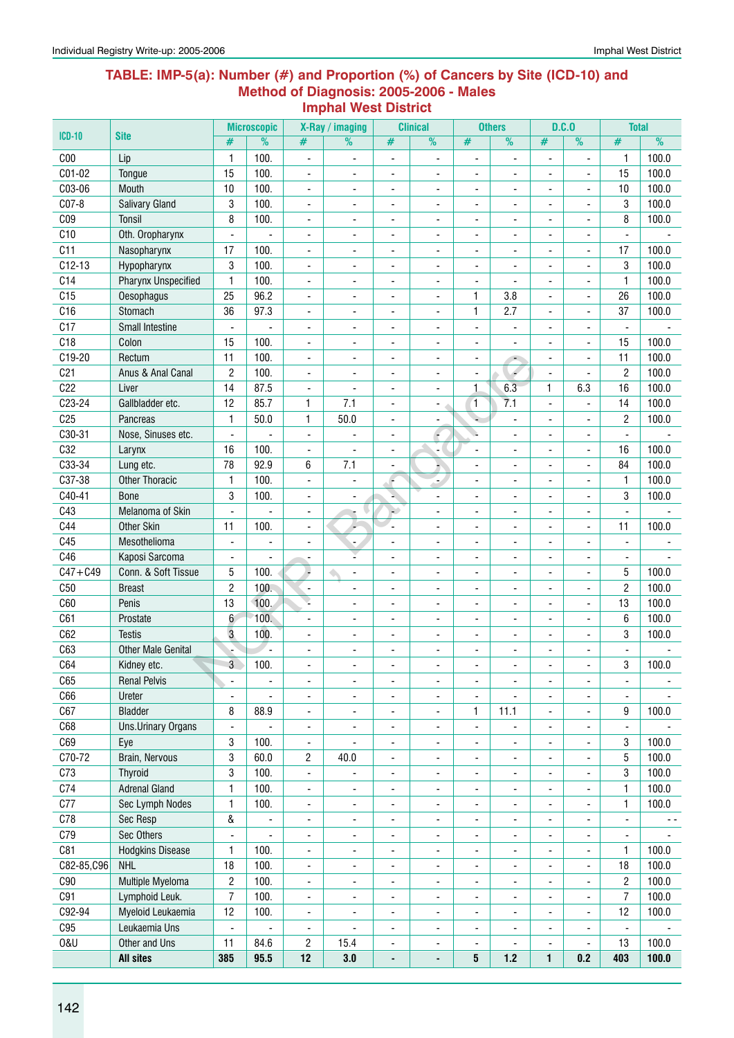## TABLE: IMP-5(a): Number (#) and Proportion (%) of Cancers by Site (ICD-10) and Method of Diagnosis: 2005-2006 - Males
### Imphal West District

| ICD-10 | Site | Microscopic | | X-Ray / imaging | | Clinical | | Others | | D.C.O | | Total | |
|---|---|---|---|---|---|---|---|---|---|---|---|---|---|
| | | # | % | # | % | # | % | # | % | # | % | # | % |
| C00 | Lip | 1 | 100. | - | - | - | - | - | - | - | - | 1 | 100.0 |
| C01-02 | Tongue | 15 | 100. | - | - | - | - | - | - | - | - | 15 | 100.0 |
| C03-06 | Mouth | 10 | 100. | - | - | - | - | - | - | - | - | 10 | 100.0 |
| C07-8 | Salivary Gland | 3 | 100. | - | - | - | - | - | - | - | - | 3 | 100.0 |
| C09 | Tonsil | 8 | 100. | - | - | - | - | - | - | - | - | 8 | 100.0 |
| C10 | Oth. Oropharynx | - | - | - | - | - | - | - | - | - | - | - | - |
| C11 | Nasopharynx | 17 | 100. | - | - | - | - | - | - | - | - | 17 | 100.0 |
| C12-13 | Hypopharynx | 3 | 100. | - | - | - | - | - | - | - | - | 3 | 100.0 |
| C14 | Pharynx Unspecified | 1 | 100. | - | - | - | - | - | - | - | - | 1 | 100.0 |
| C15 | Oesophagus | 25 | 96.2 | - | - | - | - | 1 | 3.8 | - | - | 26 | 100.0 |
| C16 | Stomach | 36 | 97.3 | - | - | - | - | 1 | 2.7 | - | - | 37 | 100.0 |
| C17 | Small Intestine | - | - | - | - | - | - | - | - | - | - | - | - |
| C18 | Colon | 15 | 100. | - | - | - | - | - | - | - | - | 15 | 100.0 |
| C19-20 | Rectum | 11 | 100. | - | - | - | - | - | - | - | - | 11 | 100.0 |
| C21 | Anus & Anal Canal | 2 | 100. | - | - | - | - | - | - | - | - | 2 | 100.0 |
| C22 | Liver | 14 | 87.5 | - | - | - | - | 1 | 6.3 | 1 | 6.3 | 16 | 100.0 |
| C23-24 | Gallbladder etc. | 12 | 85.7 | 1 | 7.1 | - | - | 1 | 7.1 | - | - | 14 | 100.0 |
| C25 | Pancreas | 1 | 50.0 | 1 | 50.0 | - | - | - | - | - | - | 2 | 100.0 |
| C30-31 | Nose, Sinuses etc. | - | - | - | - | - | - | - | - | - | - | - | - |
| C32 | Larynx | 16 | 100. | - | - | - | - | - | - | - | - | 16 | 100.0 |
| C33-34 | Lung etc. | 78 | 92.9 | 6 | 7.1 | - | - | - | - | - | - | 84 | 100.0 |
| C37-38 | Other Thoracic | 1 | 100. | - | - | - | - | - | - | - | - | 1 | 100.0 |
| C40-41 | Bone | 3 | 100. | - | - | - | - | - | - | - | - | 3 | 100.0 |
| C43 | Melanoma of Skin | - | - | - | - | - | - | - | - | - | - | - | - |
| C44 | Other Skin | 11 | 100. | - | - | - | - | - | - | - | - | 11 | 100.0 |
| C45 | Mesothelioma | - | - | - | - | - | - | - | - | - | - | - | - |
| C46 | Kaposi Sarcoma | - | - | - | - | - | - | - | - | - | - | - | - |
| C47+C49 | Conn. & Soft Tissue | 5 | 100. | - | - | - | - | - | - | - | - | 5 | 100.0 |
| C50 | Breast | 2 | 100. | - | - | - | - | - | - | - | - | 2 | 100.0 |
| C60 | Penis | 13 | 100. | - | - | - | - | - | - | - | - | 13 | 100.0 |
| C61 | Prostate | 6 | 100. | - | - | - | - | - | - | - | - | 6 | 100.0 |
| C62 | Testis | 3 | 100. | - | - | - | - | - | - | - | - | 3 | 100.0 |
| C63 | Other Male Genital | - | - | - | - | - | - | - | - | - | - | - | - |
| C64 | Kidney etc. | 3 | 100. | - | - | - | - | - | - | - | - | 3 | 100.0 |
| C65 | Renal Pelvis | - | - | - | - | - | - | - | - | - | - | - | - |
| C66 | Ureter | - | - | - | - | - | - | - | - | - | - | - | - |
| C67 | Bladder | 8 | 88.9 | - | - | - | - | 1 | 11.1 | - | - | 9 | 100.0 |
| C68 | Uns.Urinary Organs | - | - | - | - | - | - | - | - | - | - | - | - |
| C69 | Eye | 3 | 100. | - | - | - | - | - | - | - | - | 3 | 100.0 |
| C70-72 | Brain, Nervous | 3 | 60.0 | 2 | 40.0 | - | - | - | - | - | - | 5 | 100.0 |
| C73 | Thyroid | 3 | 100. | - | - | - | - | - | - | - | - | 3 | 100.0 |
| C74 | Adrenal Gland | 1 | 100. | - | - | - | - | - | - | - | - | 1 | 100.0 |
| C77 | Sec Lymph Nodes | 1 | 100. | - | - | - | - | - | - | - | - | 1 | 100.0 |
| C78 | Sec Resp | & | - | - | - | - | - | - | - | - | - | - | - - |
| C79 | Sec Others | - | - | - | - | - | - | - | - | - | - | - | - |
| C81 | Hodgkins Disease | 1 | 100. | - | - | - | - | - | - | - | - | 1 | 100.0 |
| C82-85,C96 | NHL | 18 | 100. | - | - | - | - | - | - | - | - | 18 | 100.0 |
| C90 | Multiple Myeloma | 2 | 100. | - | - | - | - | - | - | - | - | 2 | 100.0 |
| C91 | Lymphoid Leuk. | 7 | 100. | - | - | - | - | - | - | - | - | 7 | 100.0 |
| C92-94 | Myeloid Leukaemia | 12 | 100. | - | - | - | - | - | - | - | - | 12 | 100.0 |
| C95 | Leukaemia Uns | - | - | - | - | - | - | - | - | - | - | - | - |
| O&U | Other and Uns | 11 | 84.6 | 2 | 15.4 | - | - | - | - | - | - | 13 | 100.0 |
| | **All sites** | **385** | **95.5** | **12** | **3.0** | **-** | **-** | **5** | **1.2** | **1** | **0.2** | **403** | **100.0** |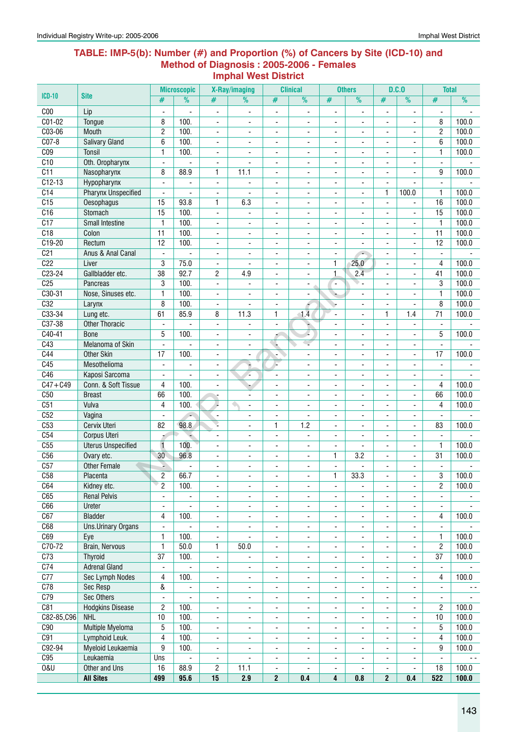## TABLE: IMP-5(b): Number (#) and Proportion (%) of Cancers by Site (ICD-10) and Method of Diagnosis : 2005-2006 - Females
### Imphal West District

| ICD-10 | Site | Microscopic | | X-Ray/imaging | | Clinical | | Others | | D.C.O | | Total | |
|---|---|---|---|---|---|---|---|---|---|---|---|---|---|
| | | # | % | # | % | # | % | # | % | # | % | # | % |
| C00 | Lip | - | - | - | - | - | - | - | - | - | - | - | - |
| C01-02 | Tongue | 8 | 100. | - | - | - | - | - | - | - | - | 8 | 100.0 |
| C03-06 | Mouth | 2 | 100. | - | - | - | - | - | - | - | - | 2 | 100.0 |
| C07-8 | Salivary Gland | 6 | 100. | - | - | - | - | - | - | - | - | 6 | 100.0 |
| C09 | Tonsil | 1 | 100. | - | - | - | - | - | - | - | - | 1 | 100.0 |
| C10 | Oth. Oropharynx | - | - | - | - | - | - | - | - | - | - | - | - |
| C11 | Nasopharynx | 8 | 88.9 | 1 | 11.1 | - | - | - | - | - | - | 9 | 100.0 |
| C12-13 | Hypopharynx | - | - | - | - | - | - | - | - | - | - | - | - |
| C14 | Pharynx Unspecified | - | - | - | - | - | - | - | - | 1 | 100.0 | 1 | 100.0 |
| C15 | Oesophagus | 15 | 93.8 | 1 | 6.3 | - | - | - | - | - | - | 16 | 100.0 |
| C16 | Stomach | 15 | 100. | - | - | - | - | - | - | - | - | 15 | 100.0 |
| C17 | Small Intestine | 1 | 100. | - | - | - | - | - | - | - | - | 1 | 100.0 |
| C18 | Colon | 11 | 100. | - | - | - | - | - | - | - | - | 11 | 100.0 |
| C19-20 | Rectum | 12 | 100. | - | - | - | - | - | - | - | - | 12 | 100.0 |
| C21 | Anus & Anal Canal | - | - | - | - | - | - | - | - | - | - | - | - |
| C22 | Liver | 3 | 75.0 | - | - | - | - | 1 | 25.0 | - | - | 4 | 100.0 |
| C23-24 | Gallbladder etc. | 38 | 92.7 | 2 | 4.9 | - | - | 1 | 2.4 | - | - | 41 | 100.0 |
| C25 | Pancreas | 3 | 100. | - | - | - | - | - | - | - | - | 3 | 100.0 |
| C30-31 | Nose, Sinuses etc. | 1 | 100. | - | - | - | - | - | - | - | - | 1 | 100.0 |
| C32 | Larynx | 8 | 100. | - | - | - | - | - | - | - | - | 8 | 100.0 |
| C33-34 | Lung etc. | 61 | 85.9 | 8 | 11.3 | 1 | 1.4 | - | - | 1 | 1.4 | 71 | 100.0 |
| C37-38 | Other Thoracic | - | - | - | - | - | - | - | - | - | - | - | - |
| C40-41 | Bone | 5 | 100. | - | - | - | - | - | - | - | - | 5 | 100.0 |
| C43 | Melanoma of Skin | - | - | - | - | - | - | - | - | - | - | - | - |
| C44 | Other Skin | 17 | 100. | - | - | - | - | - | - | - | - | 17 | 100.0 |
| C45 | Mesothelioma | - | - | - | - | - | - | - | - | - | - | - | - |
| C46 | Kaposi Sarcoma | - | - | - | - | - | - | - | - | - | - | - | - |
| C47+C49 | Conn. & Soft Tissue | 4 | 100. | - | - | - | - | - | - | - | - | 4 | 100.0 |
| C50 | Breast | 66 | 100. | - | - | - | - | - | - | - | - | 66 | 100.0 |
| C51 | Vulva | 4 | 100. | - | - | - | - | - | - | - | - | 4 | 100.0 |
| C52 | Vagina | - | - | - | - | - | - | - | - | - | - | - | - |
| C53 | Cervix Uteri | 82 | 98.8 | - | - | 1 | 1.2 | - | - | - | - | 83 | 100.0 |
| C54 | Corpus Uteri | - | - | - | - | - | - | - | - | - | - | - | - |
| C55 | Uterus Unspecified | 1 | 100. | - | - | - | - | - | - | - | - | 1 | 100.0 |
| C56 | Ovary etc. | 30 | 96.8 | - | - | - | - | 1 | 3.2 | - | - | 31 | 100.0 |
| C57 | Other Female | - | - | - | - | - | - | - | - | - | - | - | - |
| C58 | Placenta | 2 | 66.7 | - | - | - | - | 1 | 33.3 | - | - | 3 | 100.0 |
| C64 | Kidney etc. | 2 | 100. | - | - | - | - | - | - | - | - | 2 | 100.0 |
| C65 | Renal Pelvis | - | - | - | - | - | - | - | - | - | - | - | - |
| C66 | Ureter | - | - | - | - | - | - | - | - | - | - | - | - |
| C67 | Bladder | 4 | 100. | - | - | - | - | - | - | - | - | 4 | 100.0 |
| C68 | Uns.Urinary Organs | - | - | - | - | - | - | - | - | - | - | - | - |
| C69 | Eye | 1 | 100. | - | - | - | - | - | - | - | - | 1 | 100.0 |
| C70-72 | Brain, Nervous | 1 | 50.0 | 1 | 50.0 | - | - | - | - | - | - | 2 | 100.0 |
| C73 | Thyroid | 37 | 100. | - | - | - | - | - | - | - | - | 37 | 100.0 |
| C74 | Adrenal Gland | - | - | - | - | - | - | - | - | - | - | - | - |
| C77 | Sec Lymph Nodes | 4 | 100. | - | - | - | - | - | - | - | - | 4 | 100.0 |
| C78 | Sec Resp | & | - | - | - | - | - | - | - | - | - | - | - - |
| C79 | Sec Others | - | - | - | - | - | - | - | - | - | - | - | - |
| C81 | Hodgkins Disease | 2 | 100. | - | - | - | - | - | - | - | - | 2 | 100.0 |
| C82-85,C96 | NHL | 10 | 100. | - | - | - | - | - | - | - | - | 10 | 100.0 |
| C90 | Multiple Myeloma | 5 | 100. | - | - | - | - | - | - | - | - | 5 | 100.0 |
| C91 | Lymphoid Leuk. | 4 | 100. | - | - | - | - | - | - | - | - | 4 | 100.0 |
| C92-94 | Myeloid Leukaemia | 9 | 100. | - | - | - | - | - | - | - | - | 9 | 100.0 |
| C95 | Leukaemia | Uns | - | - | - | - | - | - | - | - | - | - | - - |
| O&U | Other and Uns | 16 | 88.9 | 2 | 11.1 | - | - | - | - | - | - | 18 | 100.0 |
| | **All Sites** | **499** | **95.6** | **15** | **2.9** | **2** | **0.4** | **4** | **0.8** | **2** | **0.4** | **522** | **100.0** |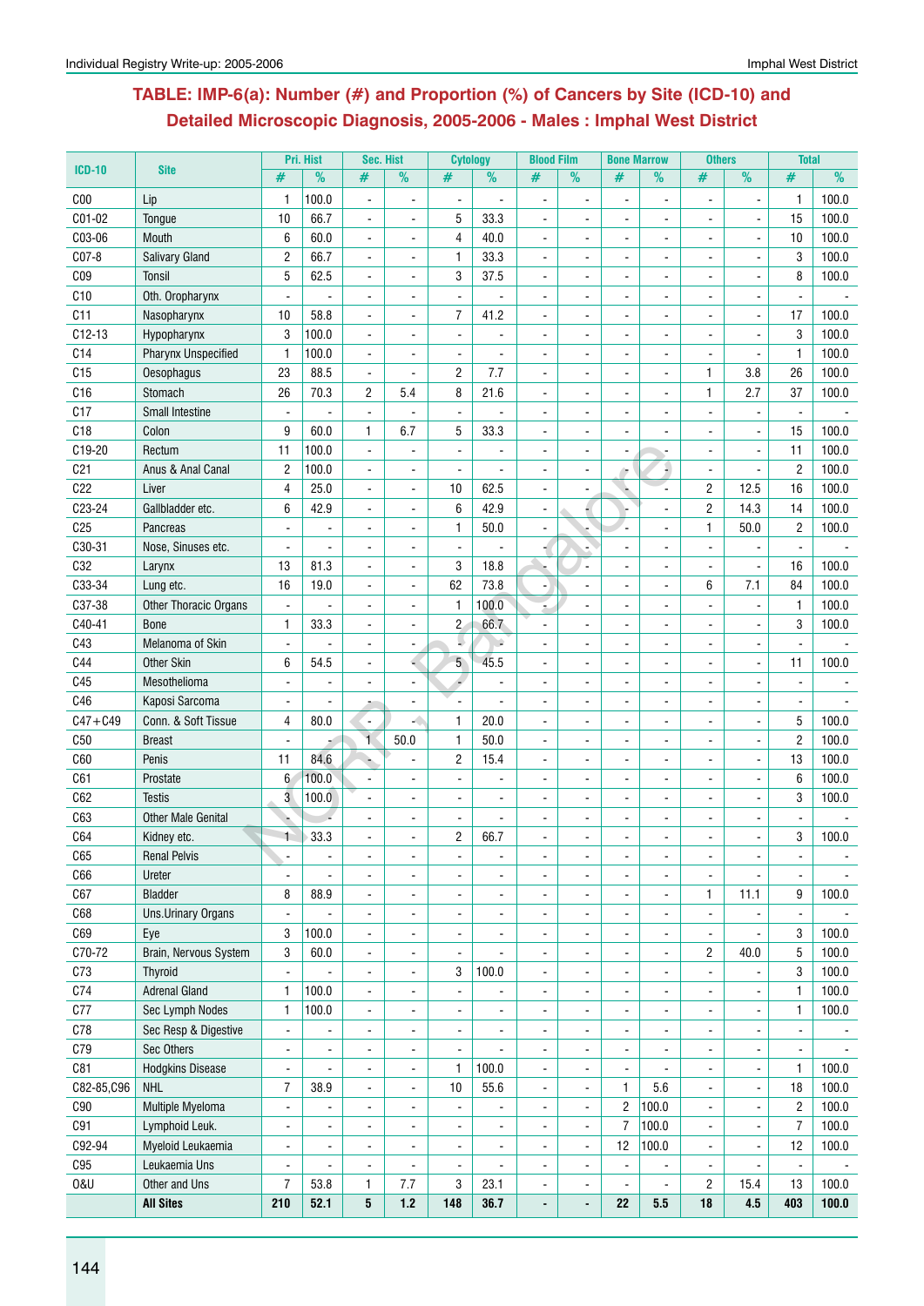## TABLE: IMP-6(a): Number (#) and Proportion (%) of Cancers by Site (ICD-10) and Detailed Microscopic Diagnosis, 2005-2006 - Males : Imphal West District

| ICD-10 | Site | Pri. Hist | | Sec. Hist | | Cytology | | Blood Film | | Bone Marrow | | Others | | Total | |
|---|---|---|---|---|---|---|---|---|---|---|---|---|---|---|---|
| | | # | % | # | % | # | % | # | % | # | % | # | % | # | % |
| C00 | Lip | 1 | 100.0 | - | - | - | - | - | - | - | - | - | - | 1 | 100.0 |
| C01-02 | Tongue | 10 | 66.7 | - | - | 5 | 33.3 | - | - | - | - | - | - | 15 | 100.0 |
| C03-06 | Mouth | 6 | 60.0 | - | - | 4 | 40.0 | - | - | - | - | - | - | 10 | 100.0 |
| C07-8 | Salivary Gland | 2 | 66.7 | - | - | 1 | 33.3 | - | - | - | - | - | - | 3 | 100.0 |
| C09 | Tonsil | 5 | 62.5 | - | - | 3 | 37.5 | - | - | - | - | - | - | 8 | 100.0 |
| C10 | Oth. Oropharynx | - | - | - | - | - | - | - | - | - | - | - | - | - | - |
| C11 | Nasopharynx | 10 | 58.8 | - | - | 7 | 41.2 | - | - | - | - | - | - | 17 | 100.0 |
| C12-13 | Hypopharynx | 3 | 100.0 | - | - | - | - | - | - | - | - | - | - | 3 | 100.0 |
| C14 | Pharynx Unspecified | 1 | 100.0 | - | - | - | - | - | - | - | - | - | - | 1 | 100.0 |
| C15 | Oesophagus | 23 | 88.5 | - | - | 2 | 7.7 | - | - | - | - | 1 | 3.8 | 26 | 100.0 |
| C16 | Stomach | 26 | 70.3 | 2 | 5.4 | 8 | 21.6 | - | - | - | - | 1 | 2.7 | 37 | 100.0 |
| C17 | Small Intestine | - | - | - | - | - | - | - | - | - | - | - | - | - | - |
| C18 | Colon | 9 | 60.0 | 1 | 6.7 | 5 | 33.3 | - | - | - | - | - | - | 15 | 100.0 |
| C19-20 | Rectum | 11 | 100.0 | - | - | - | - | - | - | - | - | - | - | 11 | 100.0 |
| C21 | Anus & Anal Canal | 2 | 100.0 | - | - | - | - | - | - | - | - | - | - | 2 | 100.0 |
| C22 | Liver | 4 | 25.0 | - | - | 10 | 62.5 | - | - | - | - | 2 | 12.5 | 16 | 100.0 |
| C23-24 | Gallbladder etc. | 6 | 42.9 | - | - | 6 | 42.9 | - | - | - | - | 2 | 14.3 | 14 | 100.0 |
| C25 | Pancreas | - | - | - | - | 1 | 50.0 | - | - | - | - | 1 | 50.0 | 2 | 100.0 |
| C30-31 | Nose, Sinuses etc. | - | - | - | - | - | - | - | - | - | - | - | - | - | - |
| C32 | Larynx | 13 | 81.3 | - | - | 3 | 18.8 | - | - | - | - | - | - | 16 | 100.0 |
| C33-34 | Lung etc. | 16 | 19.0 | - | - | 62 | 73.8 | - | - | - | - | 6 | 7.1 | 84 | 100.0 |
| C37-38 | Other Thoracic Organs | - | - | - | - | 1 | 100.0 | - | - | - | - | - | - | 1 | 100.0 |
| C40-41 | Bone | 1 | 33.3 | - | - | 2 | 66.7 | - | - | - | - | - | - | 3 | 100.0 |
| C43 | Melanoma of Skin | - | - | - | - | - | - | - | - | - | - | - | - | - | - |
| C44 | Other Skin | 6 | 54.5 | - | - | 5 | 45.5 | - | - | - | - | - | - | 11 | 100.0 |
| C45 | Mesothelioma | - | - | - | - | - | - | - | - | - | - | - | - | - | - |
| C46 | Kaposi Sarcoma | - | - | - | - | - | - | - | - | - | - | - | - | - | - |
| C47+C49 | Conn. & Soft Tissue | 4 | 80.0 | - | - | 1 | 20.0 | - | - | - | - | - | - | 5 | 100.0 |
| C50 | Breast | - | - | 1 | 50.0 | 1 | 50.0 | - | - | - | - | - | - | 2 | 100.0 |
| C60 | Penis | 11 | 84.6 | - | - | 2 | 15.4 | - | - | - | - | - | - | 13 | 100.0 |
| C61 | Prostate | 6 | 100.0 | - | - | - | - | - | - | - | - | - | - | 6 | 100.0 |
| C62 | Testis | 3 | 100.0 | - | - | - | - | - | - | - | - | - | - | 3 | 100.0 |
| C63 | Other Male Genital | - | - | - | - | - | - | - | - | - | - | - | - | - | - |
| C64 | Kidney etc. | 1 | 33.3 | - | - | 2 | 66.7 | - | - | - | - | - | - | 3 | 100.0 |
| C65 | Renal Pelvis | - | - | - | - | - | - | - | - | - | - | - | - | - | - |
| C66 | Ureter | - | - | - | - | - | - | - | - | - | - | - | - | - | - |
| C67 | Bladder | 8 | 88.9 | - | - | - | - | - | - | - | - | 1 | 11.1 | 9 | 100.0 |
| C68 | Uns.Urinary Organs | - | - | - | - | - | - | - | - | - | - | - | - | - | - |
| C69 | Eye | 3 | 100.0 | - | - | - | - | - | - | - | - | - | - | 3 | 100.0 |
| C70-72 | Brain, Nervous System | 3 | 60.0 | - | - | - | - | - | - | - | - | 2 | 40.0 | 5 | 100.0 |
| C73 | Thyroid | - | - | - | - | 3 | 100.0 | - | - | - | - | - | - | 3 | 100.0 |
| C74 | Adrenal Gland | 1 | 100.0 | - | - | - | - | - | - | - | - | - | - | 1 | 100.0 |
| C77 | Sec Lymph Nodes | 1 | 100.0 | - | - | - | - | - | - | - | - | - | - | 1 | 100.0 |
| C78 | Sec Resp & Digestive | - | - | - | - | - | - | - | - | - | - | - | - | - | - |
| C79 | Sec Others | - | - | - | - | - | - | - | - | - | - | - | - | - | - |
| C81 | Hodgkins Disease | - | - | - | - | 1 | 100.0 | - | - | - | - | - | - | 1 | 100.0 |
| C82-85,C96 | NHL | 7 | 38.9 | - | - | 10 | 55.6 | - | - | 1 | 5.6 | - | - | 18 | 100.0 |
| C90 | Multiple Myeloma | - | - | - | - | - | - | - | - | 2 | 100.0 | - | - | 2 | 100.0 |
| C91 | Lymphoid Leuk. | - | - | - | - | - | - | - | - | 7 | 100.0 | - | - | 7 | 100.0 |
| C92-94 | Myeloid Leukaemia | - | - | - | - | - | - | - | - | 12 | 100.0 | - | - | 12 | 100.0 |
| C95 | Leukaemia Uns | - | - | - | - | - | - | - | - | - | - | - | - | - | - |
| O&U | Other and Uns | 7 | 53.8 | 1 | 7.7 | 3 | 23.1 | - | - | - | - | 2 | 15.4 | 13 | 100.0 |
| | **All Sites** | **210** | **52.1** | **5** | **1.2** | **148** | **36.7** | **-** | **-** | **22** | **5.5** | **18** | **4.5** | **403** | **100.0** |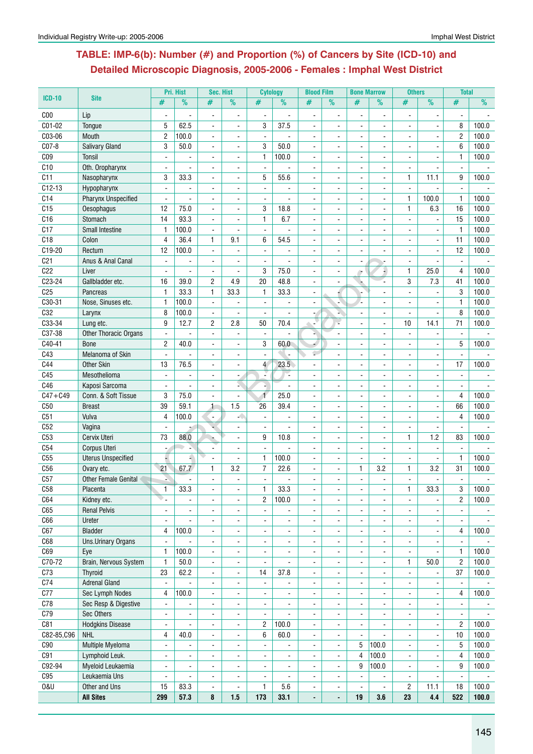## TABLE: IMP-6(b): Number (#) and Proportion (%) of Cancers by Site (ICD-10) and Detailed Microscopic Diagnosis, 2005-2006 - Females : Imphal West District

| ICD-10 | Site | Pri. Hist | | Sec. Hist | | Cytology | | Blood Film | | Bone Marrow | | Others | | Total | |
|---|---|---|---|---|---|---|---|---|---|---|---|---|---|---|---|
| | | # | % | # | % | # | % | # | % | # | % | # | % | # | % |
| C00 | Lip | - | - | - | - | - | - | - | - | - | - | - | - | - | - |
| C01-02 | Tongue | 5 | 62.5 | - | - | 3 | 37.5 | - | - | - | - | - | - | 8 | 100.0 |
| C03-06 | Mouth | 2 | 100.0 | - | - | - | - | - | - | - | - | - | - | 2 | 100.0 |
| C07-8 | Salivary Gland | 3 | 50.0 | - | - | 3 | 50.0 | - | - | - | - | - | - | 6 | 100.0 |
| C09 | Tonsil | - | - | - | - | 1 | 100.0 | - | - | - | - | - | - | 1 | 100.0 |
| C10 | Oth. Oropharynx | - | - | - | - | - | - | - | - | - | - | - | - | - | - |
| C11 | Nasopharynx | 3 | 33.3 | - | - | 5 | 55.6 | - | - | - | - | 1 | 11.1 | 9 | 100.0 |
| C12-13 | Hypopharynx | - | - | - | - | - | - | - | - | - | - | - | - | - | - |
| C14 | Pharynx Unspecified | - | - | - | - | - | - | - | - | - | - | 1 | 100.0 | 1 | 100.0 |
| C15 | Oesophagus | 12 | 75.0 | - | - | 3 | 18.8 | - | - | - | - | 1 | 6.3 | 16 | 100.0 |
| C16 | Stomach | 14 | 93.3 | - | - | 1 | 6.7 | - | - | - | - | - | - | 15 | 100.0 |
| C17 | Small Intestine | 1 | 100.0 | - | - | - | - | - | - | - | - | - | - | 1 | 100.0 |
| C18 | Colon | 4 | 36.4 | 1 | 9.1 | 6 | 54.5 | - | - | - | - | - | - | 11 | 100.0 |
| C19-20 | Rectum | 12 | 100.0 | - | - | - | - | - | - | - | - | - | - | 12 | 100.0 |
| C21 | Anus & Anal Canal | - | - | - | - | - | - | - | - | - | - | - | - | - | - |
| C22 | Liver | - | - | - | - | 3 | 75.0 | - | - | - | - | 1 | 25.0 | 4 | 100.0 |
| C23-24 | Gallbladder etc. | 16 | 39.0 | 2 | 4.9 | 20 | 48.8 | - | - | - | - | 3 | 7.3 | 41 | 100.0 |
| C25 | Pancreas | 1 | 33.3 | 1 | 33.3 | 1 | 33.3 | - | - | - | - | - | - | 3 | 100.0 |
| C30-31 | Nose, Sinuses etc. | 1 | 100.0 | - | - | - | - | - | - | - | - | - | - | 1 | 100.0 |
| C32 | Larynx | 8 | 100.0 | - | - | - | - | - | - | - | - | - | - | 8 | 100.0 |
| C33-34 | Lung etc. | 9 | 12.7 | 2 | 2.8 | 50 | 70.4 | - | - | - | - | 10 | 14.1 | 71 | 100.0 |
| C37-38 | Other Thoracic Organs | - | - | - | - | - | - | - | - | - | - | - | - | - | - |
| C40-41 | Bone | 2 | 40.0 | - | - | 3 | 60.0 | - | - | - | - | - | - | 5 | 100.0 |
| C43 | Melanoma of Skin | - | - | - | - | - | - | - | - | - | - | - | - | - | - |
| C44 | Other Skin | 13 | 76.5 | - | - | 4 | 23.5 | - | - | - | - | - | - | 17 | 100.0 |
| C45 | Mesothelioma | - | - | - | - | - | - | - | - | - | - | - | - | - | - |
| C46 | Kaposi Sarcoma | - | - | - | - | - | - | - | - | - | - | - | - | - | - |
| C47+C49 | Conn. & Soft Tissue | 3 | 75.0 | - | - | 1 | 25.0 | - | - | - | - | - | - | 4 | 100.0 |
| C50 | Breast | 39 | 59.1 | 1 | 1.5 | 26 | 39.4 | - | - | - | - | - | - | 66 | 100.0 |
| C51 | Vulva | 4 | 100.0 | - | - | - | - | - | - | - | - | - | - | 4 | 100.0 |
| C52 | Vagina | - | - | - | - | - | - | - | - | - | - | - | - | - | - |
| C53 | Cervix Uteri | 73 | 88.0 | - | - | 9 | 10.8 | - | - | - | - | 1 | 1.2 | 83 | 100.0 |
| C54 | Corpus Uteri | - | - | - | - | - | - | - | - | - | - | - | - | - | - |
| C55 | Uterus Unspecified | - | - | - | - | 1 | 100.0 | - | - | - | - | - | - | 1 | 100.0 |
| C56 | Ovary etc. | 21 | 67.7 | 1 | 3.2 | 7 | 22.6 | - | - | 1 | 3.2 | 1 | 3.2 | 31 | 100.0 |
| C57 | Other Female Genital | - | - | - | - | - | - | - | - | - | - | - | - | - | - |
| C58 | Placenta | 1 | 33.3 | - | - | 1 | 33.3 | - | - | - | - | 1 | 33.3 | 3 | 100.0 |
| C64 | Kidney etc. | - | - | - | - | 2 | 100.0 | - | - | - | - | - | - | 2 | 100.0 |
| C65 | Renal Pelvis | - | - | - | - | - | - | - | - | - | - | - | - | - | - |
| C66 | Ureter | - | - | - | - | - | - | - | - | - | - | - | - | - | - |
| C67 | Bladder | 4 | 100.0 | - | - | - | - | - | - | - | - | - | - | 4 | 100.0 |
| C68 | Uns.Urinary Organs | - | - | - | - | - | - | - | - | - | - | - | - | - | - |
| C69 | Eye | 1 | 100.0 | - | - | - | - | - | - | - | - | - | - | 1 | 100.0 |
| C70-72 | Brain, Nervous System | 1 | 50.0 | - | - | - | - | - | - | - | - | 1 | 50.0 | 2 | 100.0 |
| C73 | Thyroid | 23 | 62.2 | - | - | 14 | 37.8 | - | - | - | - | - | - | 37 | 100.0 |
| C74 | Adrenal Gland | - | - | - | - | - | - | - | - | - | - | - | - | - | - |
| C77 | Sec Lymph Nodes | 4 | 100.0 | - | - | - | - | - | - | - | - | - | - | 4 | 100.0 |
| C78 | Sec Resp & Digestive | - | - | - | - | - | - | - | - | - | - | - | - | - | - |
| C79 | Sec Others | - | - | - | - | - | - | - | - | - | - | - | - | - | - |
| C81 | Hodgkins Disease | - | - | - | - | 2 | 100.0 | - | - | - | - | - | - | 2 | 100.0 |
| C82-85,C96 | NHL | 4 | 40.0 | - | - | 6 | 60.0 | - | - | - | - | - | - | 10 | 100.0 |
| C90 | Multiple Myeloma | - | - | - | - | - | - | - | - | 5 | 100.0 | - | - | 5 | 100.0 |
| C91 | Lymphoid Leuk. | - | - | - | - | - | - | - | - | 4 | 100.0 | - | - | 4 | 100.0 |
| C92-94 | Myeloid Leukaemia | - | - | - | - | - | - | - | - | 9 | 100.0 | - | - | 9 | 100.0 |
| C95 | Leukaemia Uns | - | - | - | - | - | - | - | - | - | - | - | - | - | - |
| O&U | Other and Uns | 15 | 83.3 | - | - | 1 | 5.6 | - | - | - | - | 2 | 11.1 | 18 | 100.0 |
| | **All Sites** | **299** | **57.3** | **8** | **1.5** | **173** | **33.1** | **-** | **-** | **19** | **3.6** | **23** | **4.4** | **522** | **100.0** |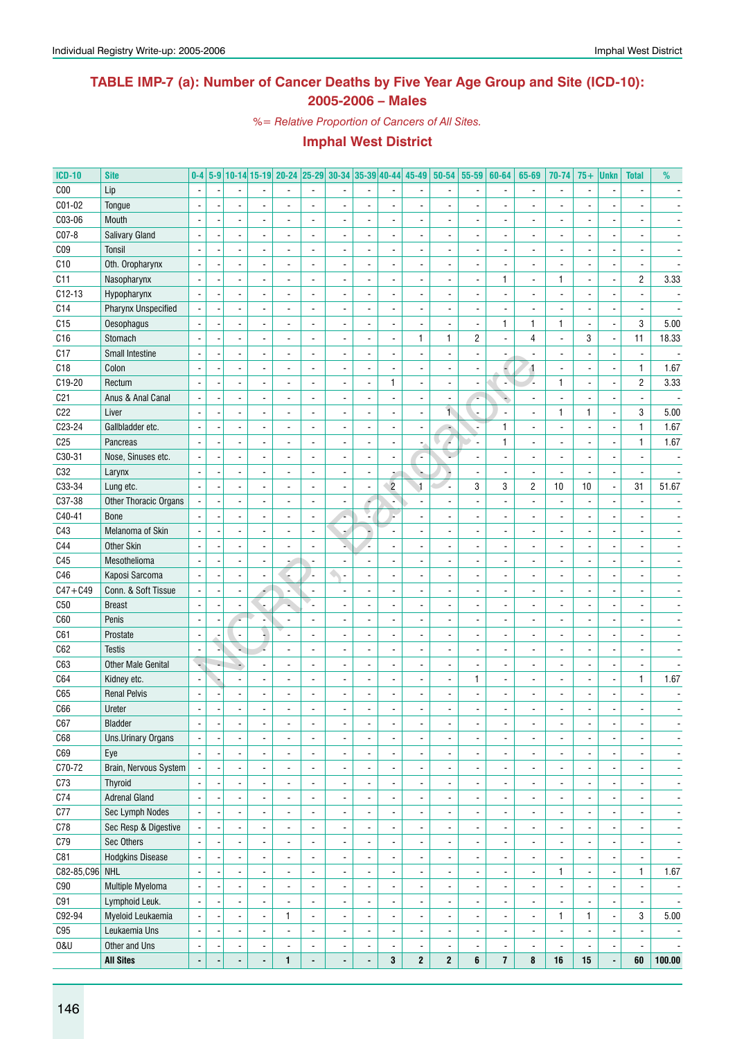## TABLE IMP-7 (a): Number of Cancer Deaths by Five Year Age Group and Site (ICD-10): 2005-2006 – Males

*%= Relative Proportion of Cancers of All Sites.*

### Imphal West District

| ICD-10 | Site | 0-4 | 5-9 | 10-14 | 15-19 | 20-24 | 25-29 | 30-34 | 35-39 | 40-44 | 45-49 | 50-54 | 55-59 | 60-64 | 65-69 | 70-74 | 75+ | Unkn | Total | % |
|---|---|---|---|---|---|---|---|---|---|---|---|---|---|---|---|---|---|---|---|---|
| C00 | Lip | - | - | - | - | - | - | - | - | - | - | - | - | - | - | - | - | - | - | - |
| C01-02 | Tongue | - | - | - | - | - | - | - | - | - | - | - | - | - | - | - | - | - | - | - |
| C03-06 | Mouth | - | - | - | - | - | - | - | - | - | - | - | - | - | - | - | - | - | - | - |
| C07-8 | Salivary Gland | - | - | - | - | - | - | - | - | - | - | - | - | - | - | - | - | - | - | - |
| C09 | Tonsil | - | - | - | - | - | - | - | - | - | - | - | - | - | - | - | - | - | - | - |
| C10 | Oth. Oropharynx | - | - | - | - | - | - | - | - | - | - | - | - | - | - | - | - | - | - | - |
| C11 | Nasopharynx | - | - | - | - | - | - | - | - | - | - | - | - | 1 | - | 1 | - | - | 2 | 3.33 |
| C12-13 | Hypopharynx | - | - | - | - | - | - | - | - | - | - | - | - | - | - | - | - | - | - | - |
| C14 | Pharynx Unspecified | - | - | - | - | - | - | - | - | - | - | - | - | - | - | - | - | - | - | - |
| C15 | Oesophagus | - | - | - | - | - | - | - | - | - | - | - | - | 1 | 1 | 1 | - | - | 3 | 5.00 |
| C16 | Stomach | - | - | - | - | - | - | - | - | - | 1 | 1 | 2 | - | 4 | - | 3 | - | 11 | 18.33 |
| C17 | Small Intestine | - | - | - | - | - | - | - | - | - | - | - | - | - | - | - | - | - | - | - |
| C18 | Colon | - | - | - | - | - | - | - | - | - | - | - | - | - | 1 | - | - | - | 1 | 1.67 |
| C19-20 | Rectum | - | - | - | - | - | - | - | - | 1 | - | - | - | - | - | 1 | - | - | 2 | 3.33 |
| C21 | Anus & Anal Canal | - | - | - | - | - | - | - | - | - | - | - | - | - | - | - | - | - | - | - |
| C22 | Liver | - | - | - | - | - | - | - | - | - | - | 1 | - | - | - | 1 | 1 | - | 3 | 5.00 |
| C23-24 | Gallbladder etc. | - | - | - | - | - | - | - | - | - | - | - | - | 1 | - | - | - | - | 1 | 1.67 |
| C25 | Pancreas | - | - | - | - | - | - | - | - | - | - | - | - | 1 | - | - | - | - | 1 | 1.67 |
| C30-31 | Nose, Sinuses etc. | - | - | - | - | - | - | - | - | - | - | - | - | - | - | - | - | - | - | - |
| C32 | Larynx | - | - | - | - | - | - | - | - | - | - | - | - | - | - | - | - | - | - | - |
| C33-34 | Lung etc. | - | - | - | - | - | - | - | - | 2 | 1 | - | 3 | 3 | 2 | 10 | 10 | - | 31 | 51.67 |
| C37-38 | Other Thoracic Organs | - | - | - | - | - | - | - | - | - | - | - | - | - | - | - | - | - | - | - |
| C40-41 | Bone | - | - | - | - | - | - | - | - | - | - | - | - | - | - | - | - | - | - | - |
| C43 | Melanoma of Skin | - | - | - | - | - | - | - | - | - | - | - | - | - | - | - | - | - | - | - |
| C44 | Other Skin | - | - | - | - | - | - | - | - | - | - | - | - | - | - | - | - | - | - | - |
| C45 | Mesothelioma | - | - | - | - | - | - | - | - | - | - | - | - | - | - | - | - | - | - | - |
| C46 | Kaposi Sarcoma | - | - | - | - | - | - | - | - | - | - | - | - | - | - | - | - | - | - | - |
| C47+C49 | Conn. & Soft Tissue | - | - | - | - | - | - | - | - | - | - | - | - | - | - | - | - | - | - | - |
| C50 | Breast | - | - | - | - | - | - | - | - | - | - | - | - | - | - | - | - | - | - | - |
| C60 | Penis | - | - | - | - | - | - | - | - | - | - | - | - | - | - | - | - | - | - | - |
| C61 | Prostate | - | - | - | - | - | - | - | - | - | - | - | - | - | - | - | - | - | - | - |
| C62 | Testis | - | - | - | - | - | - | - | - | - | - | - | - | - | - | - | - | - | - | - |
| C63 | Other Male Genital | - | - | - | - | - | - | - | - | - | - | - | - | - | - | - | - | - | - | - |
| C64 | Kidney etc. | - | - | - | - | - | - | - | - | - | - | - | 1 | - | - | - | - | - | 1 | 1.67 |
| C65 | Renal Pelvis | - | - | - | - | - | - | - | - | - | - | - | - | - | - | - | - | - | - | - |
| C66 | Ureter | - | - | - | - | - | - | - | - | - | - | - | - | - | - | - | - | - | - | - |
| C67 | Bladder | - | - | - | - | - | - | - | - | - | - | - | - | - | - | - | - | - | - | - |
| C68 | Uns.Urinary Organs | - | - | - | - | - | - | - | - | - | - | - | - | - | - | - | - | - | - | - |
| C69 | Eye | - | - | - | - | - | - | - | - | - | - | - | - | - | - | - | - | - | - | - |
| C70-72 | Brain, Nervous System | - | - | - | - | - | - | - | - | - | - | - | - | - | - | - | - | - | - | - |
| C73 | Thyroid | - | - | - | - | - | - | - | - | - | - | - | - | - | - | - | - | - | - | - |
| C74 | Adrenal Gland | - | - | - | - | - | - | - | - | - | - | - | - | - | - | - | - | - | - | - |
| C77 | Sec Lymph Nodes | - | - | - | - | - | - | - | - | - | - | - | - | - | - | - | - | - | - | - |
| C78 | Sec Resp & Digestive | - | - | - | - | - | - | - | - | - | - | - | - | - | - | - | - | - | - | - |
| C79 | Sec Others | - | - | - | - | - | - | - | - | - | - | - | - | - | - | - | - | - | - | - |
| C81 | Hodgkins Disease | - | - | - | - | - | - | - | - | - | - | - | - | - | - | - | - | - | - | - |
| C82-85,C96 | NHL | - | - | - | - | - | - | - | - | - | - | - | - | - | - | 1 | - | - | 1 | 1.67 |
| C90 | Multiple Myeloma | - | - | - | - | - | - | - | - | - | - | - | - | - | - | - | - | - | - | - |
| C91 | Lymphoid Leuk. | - | - | - | - | - | - | - | - | - | - | - | - | - | - | - | - | - | - | - |
| C92-94 | Myeloid Leukaemia | - | - | - | - | 1 | - | - | - | - | - | - | - | - | - | 1 | 1 | - | 3 | 5.00 |
| C95 | Leukaemia Uns | - | - | - | - | - | - | - | - | - | - | - | - | - | - | - | - | - | - | - |
| O&U | Other and Uns | - | - | - | - | - | - | - | - | - | - | - | - | - | - | - | - | - | - | - |
| | **All Sites** | **-** | **-** | **-** | **-** | **1** | **-** | **-** | **-** | **3** | **2** | **2** | **6** | **7** | **8** | **16** | **15** | **-** | **60** | **100.00** |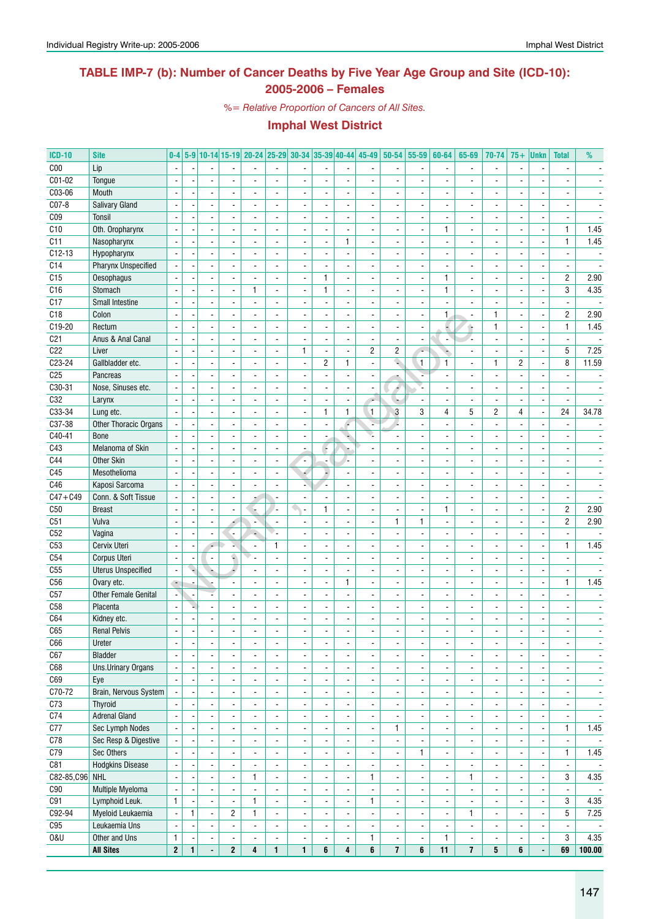## TABLE IMP-7 (b): Number of Cancer Deaths by Five Year Age Group and Site (ICD-10): 2005-2006 – Females

*%= Relative Proportion of Cancers of All Sites.*

### Imphal West District

| ICD-10 | Site | 0-4 | 5-9 | 10-14 | 15-19 | 20-24 | 25-29 | 30-34 | 35-39 | 40-44 | 45-49 | 50-54 | 55-59 | 60-64 | 65-69 | 70-74 | 75+ | Unkn | Total | % |
|---|---|---|---|---|---|---|---|---|---|---|---|---|---|---|---|---|---|---|---|---|
| C00 | Lip | - | - | - | - | - | - | - | - | - | - | - | - | - | - | - | - | - | - | - |
| C01-02 | Tongue | - | - | - | - | - | - | - | - | - | - | - | - | - | - | - | - | - | - | - |
| C03-06 | Mouth | - | - | - | - | - | - | - | - | - | - | - | - | - | - | - | - | - | - | - |
| C07-8 | Salivary Gland | - | - | - | - | - | - | - | - | - | - | - | - | - | - | - | - | - | - | - |
| C09 | Tonsil | - | - | - | - | - | - | - | - | - | - | - | - | - | - | - | - | - | - | - |
| C10 | Oth. Oropharynx | - | - | - | - | - | - | - | - | - | - | - | - | 1 | - | - | - | - | 1 | 1.45 |
| C11 | Nasopharynx | - | - | - | - | - | - | - | - | 1 | - | - | - | - | - | - | - | - | 1 | 1.45 |
| C12-13 | Hypopharynx | - | - | - | - | - | - | - | - | - | - | - | - | - | - | - | - | - | - | - |
| C14 | Pharynx Unspecified | - | - | - | - | - | - | - | - | - | - | - | - | - | - | - | - | - | - | - |
| C15 | Oesophagus | - | - | - | - | - | - | - | 1 | - | - | - | - | 1 | - | - | - | - | 2 | 2.90 |
| C16 | Stomach | - | - | - | - | 1 | - | - | 1 | - | - | - | - | 1 | - | - | - | - | 3 | 4.35 |
| C17 | Small Intestine | - | - | - | - | - | - | - | - | - | - | - | - | - | - | - | - | - | - | - |
| C18 | Colon | - | - | - | - | - | - | - | - | - | - | - | - | 1 | - | 1 | - | - | 2 | 2.90 |
| C19-20 | Rectum | - | - | - | - | - | - | - | - | - | - | - | - | - | - | 1 | - | - | 1 | 1.45 |
| C21 | Anus & Anal Canal | - | - | - | - | - | - | - | - | - | - | - | - | - | - | - | - | - | - | - |
| C22 | Liver | - | - | - | - | - | - | 1 | - | - | 2 | 2 | - | - | - | - | - | - | 5 | 7.25 |
| C23-24 | Gallbladder etc. | - | - | - | - | - | - | - | 2 | 1 | - | - | 1 | 1 | - | 1 | 2 | - | 8 | 11.59 |
| C25 | Pancreas | - | - | - | - | - | - | - | - | - | - | - | - | - | - | - | - | - | - | - |
| C30-31 | Nose, Sinuses etc. | - | - | - | - | - | - | - | - | - | - | - | - | - | - | - | - | - | - | - |
| C32 | Larynx | - | - | - | - | - | - | - | - | - | - | - | - | - | - | - | - | - | - | - |
| C33-34 | Lung etc. | - | - | - | - | - | - | - | 1 | 1 | 1 | 3 | 3 | 4 | 5 | 2 | 4 | - | 24 | 34.78 |
| C37-38 | Other Thoracic Organs | - | - | - | - | - | - | - | - | - | - | - | - | - | - | - | - | - | - | - |
| C40-41 | Bone | - | - | - | - | - | - | - | - | - | - | - | - | - | - | - | - | - | - | - |
| C43 | Melanoma of Skin | - | - | - | - | - | - | - | - | - | - | - | - | - | - | - | - | - | - | - |
| C44 | Other Skin | - | - | - | - | - | - | - | - | - | - | - | - | - | - | - | - | - | - | - |
| C45 | Mesothelioma | - | - | - | - | - | - | - | - | - | - | - | - | - | - | - | - | - | - | - |
| C46 | Kaposi Sarcoma | - | - | - | - | - | - | - | - | - | - | - | - | - | - | - | - | - | - | - |
| C47+C49 | Conn. & Soft Tissue | - | - | - | - | - | - | - | - | - | - | - | - | - | - | - | - | - | - | - |
| C50 | Breast | - | - | - | - | - | - | - | 1 | - | - | - | - | 1 | - | - | - | - | 2 | 2.90 |
| C51 | Vulva | - | - | - | - | - | - | - | - | - | - | 1 | 1 | - | - | - | - | - | 2 | 2.90 |
| C52 | Vagina | - | - | - | - | - | - | - | - | - | - | - | - | - | - | - | - | - | - | - |
| C53 | Cervix Uteri | - | - | - | - | - | 1 | - | - | - | - | - | - | - | - | - | - | - | 1 | 1.45 |
| C54 | Corpus Uteri | - | - | - | - | - | - | - | - | - | - | - | - | - | - | - | - | - | - | - |
| C55 | Uterus Unspecified | - | - | - | - | - | - | - | - | - | - | - | - | - | - | - | - | - | - | - |
| C56 | Ovary etc. | - | - | - | - | - | - | - | - | 1 | - | - | - | - | - | - | - | - | 1 | 1.45 |
| C57 | Other Female Genital | - | - | - | - | - | - | - | - | - | - | - | - | - | - | - | - | - | - | - |
| C58 | Placenta | - | - | - | - | - | - | - | - | - | - | - | - | - | - | - | - | - | - | - |
| C64 | Kidney etc. | - | - | - | - | - | - | - | - | - | - | - | - | - | - | - | - | - | - | - |
| C65 | Renal Pelvis | - | - | - | - | - | - | - | - | - | - | - | - | - | - | - | - | - | - | - |
| C66 | Ureter | - | - | - | - | - | - | - | - | - | - | - | - | - | - | - | - | - | - | - |
| C67 | Bladder | - | - | - | - | - | - | - | - | - | - | - | - | - | - | - | - | - | - | - |
| C68 | Uns.Urinary Organs | - | - | - | - | - | - | - | - | - | - | - | - | - | - | - | - | - | - | - |
| C69 | Eye | - | - | - | - | - | - | - | - | - | - | - | - | - | - | - | - | - | - | - |
| C70-72 | Brain, Nervous System | - | - | - | - | - | - | - | - | - | - | - | - | - | - | - | - | - | - | - |
| C73 | Thyroid | - | - | - | - | - | - | - | - | - | - | - | - | - | - | - | - | - | - | - |
| C74 | Adrenal Gland | - | - | - | - | - | - | - | - | - | - | - | - | - | - | - | - | - | - | - |
| C77 | Sec Lymph Nodes | - | - | - | - | - | - | - | - | - | - | 1 | - | - | - | - | - | - | 1 | 1.45 |
| C78 | Sec Resp & Digestive | - | - | - | - | - | - | - | - | - | - | - | - | - | - | - | - | - | - | - |
| C79 | Sec Others | - | - | - | - | - | - | - | - | - | - | - | 1 | - | - | - | - | - | 1 | 1.45 |
| C81 | Hodgkins Disease | - | - | - | - | - | - | - | - | - | - | - | - | - | - | - | - | - | - | - |
| C82-85,C96 | NHL | - | - | - | - | 1 | - | - | - | - | 1 | - | - | - | 1 | - | - | - | 3 | 4.35 |
| C90 | Multiple Myeloma | - | - | - | - | - | - | - | - | - | - | - | - | - | - | - | - | - | - | - |
| C91 | Lymphoid Leuk. | 1 | - | - | - | 1 | - | - | - | - | 1 | - | - | - | - | - | - | - | 3 | 4.35 |
| C92-94 | Myeloid Leukaemia | - | 1 | - | 2 | 1 | - | - | - | - | - | - | - | - | 1 | - | - | - | 5 | 7.25 |
| C95 | Leukaemia Uns | - | - | - | - | - | - | - | - | - | - | - | - | - | - | - | - | - | - | - |
| O&U | Other and Uns | 1 | - | - | - | - | - | - | - | - | 1 | - | - | 1 | - | - | - | - | 3 | 4.35 |
| | **All Sites** | **2** | **1** | **-** | **2** | **4** | **1** | **1** | **6** | **4** | **6** | **7** | **6** | **11** | **7** | **5** | **6** | **-** | **69** | **100.00** |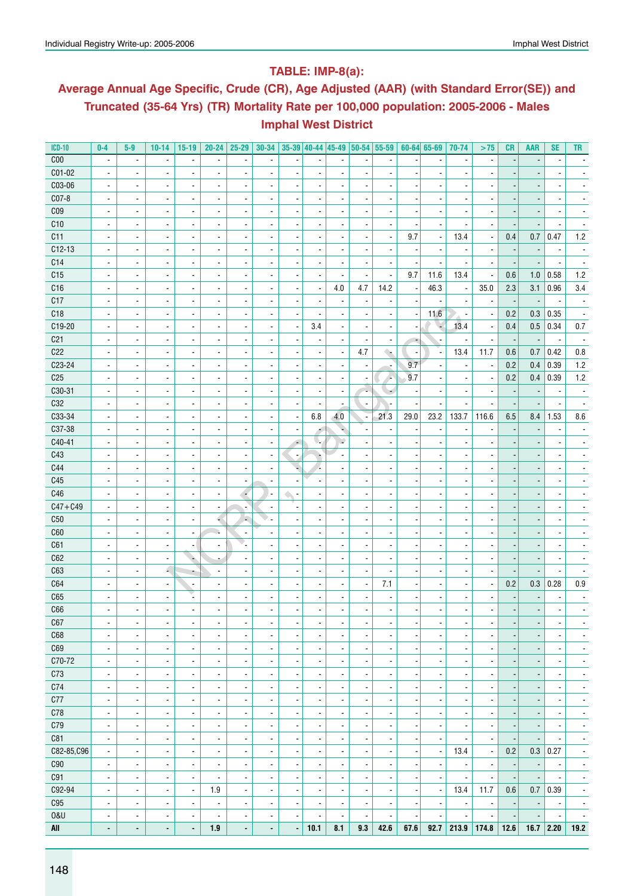## TABLE: IMP-8(a):

## Average Annual Age Specific, Crude (CR), Age Adjusted (AAR) (with Standard Error(SE)) and Truncated (35-64 Yrs) (TR) Mortality Rate per 100,000 population: 2005-2006 - Males

## Imphal West District

| ICD-10 | 0-4 | 5-9 | 10-14 | 15-19 | 20-24 | 25-29 | 30-34 | 35-39 | 40-44 | 45-49 | 50-54 | 55-59 | 60-64 | 65-69 | 70-74 | >75 | CR | AAR | SE | TR |
|---|---|---|---|---|---|---|---|---|---|---|---|---|---|---|---|---|---|---|---|---|
| C00 | - | - | - | - | - | - | - | - | - | - | - | - | - | - | - | - | - | - | - | - |
| C01-02 | - | - | - | - | - | - | - | - | - | - | - | - | - | - | - | - | - | - | - | - |
| C03-06 | - | - | - | - | - | - | - | - | - | - | - | - | - | - | - | - | - | - | - | - |
| C07-8 | - | - | - | - | - | - | - | - | - | - | - | - | - | - | - | - | - | - | - | - |
| C09 | - | - | - | - | - | - | - | - | - | - | - | - | - | - | - | - | - | - | - | - |
| C10 | - | - | - | - | - | - | - | - | - | - | - | - | - | - | - | - | - | - | - | - |
| C11 | - | - | - | - | - | - | - | - | - | - | - | - | 9.7 | - | 13.4 | - | 0.4 | 0.7 | 0.47 | 1.2 |
| C12-13 | - | - | - | - | - | - | - | - | - | - | - | - | - | - | - | - | - | - | - | - |
| C14 | - | - | - | - | - | - | - | - | - | - | - | - | - | - | - | - | - | - | - | - |
| C15 | - | - | - | - | - | - | - | - | - | - | - | - | 9.7 | 11.6 | 13.4 | - | 0.6 | 1.0 | 0.58 | 1.2 |
| C16 | - | - | - | - | - | - | - | - | - | 4.0 | 4.7 | 14.2 | - | 46.3 | - | 35.0 | 2.3 | 3.1 | 0.96 | 3.4 |
| C17 | - | - | - | - | - | - | - | - | - | - | - | - | - | - | - | - | - | - | - | - |
| C18 | - | - | - | - | - | - | - | - | - | - | - | - | - | 11.6 | - | - | 0.2 | 0.3 | 0.35 | - |
| C19-20 | - | - | - | - | - | - | - | - | 3.4 | - | - | - | - | - | 13.4 | - | 0.4 | 0.5 | 0.34 | 0.7 |
| C21 | - | - | - | - | - | - | - | - | - | - | - | - | - | - | - | - | - | - | - | - |
| C22 | - | - | - | - | - | - | - | - | - | - | 4.7 | - | - | - | 13.4 | 11.7 | 0.6 | 0.7 | 0.42 | 0.8 |
| C23-24 | - | - | - | - | - | - | - | - | - | - | - | - | 9.7 | - | - | - | 0.2 | 0.4 | 0.39 | 1.2 |
| C25 | - | - | - | - | - | - | - | - | - | - | - | - | 9.7 | - | - | - | 0.2 | 0.4 | 0.39 | 1.2 |
| C30-31 | - | - | - | - | - | - | - | - | - | - | - | - | - | - | - | - | - | - | - | - |
| C32 | - | - | - | - | - | - | - | - | - | - | - | - | - | - | - | - | - | - | - | - |
| C33-34 | - | - | - | - | - | - | - | - | 6.8 | 4.0 | - | 21.3 | 29.0 | 23.2 | 133.7 | 116.6 | 6.5 | 8.4 | 1.53 | 8.6 |
| C37-38 | - | - | - | - | - | - | - | - | - | - | - | - | - | - | - | - | - | - | - | - |
| C40-41 | - | - | - | - | - | - | - | - | - | - | - | - | - | - | - | - | - | - | - | - |
| C43 | - | - | - | - | - | - | - | - | - | - | - | - | - | - | - | - | - | - | - | - |
| C44 | - | - | - | - | - | - | - | - | - | - | - | - | - | - | - | - | - | - | - | - |
| C45 | - | - | - | - | - | - | - | - | - | - | - | - | - | - | - | - | - | - | - | - |
| C46 | - | - | - | - | - | - | - | - | - | - | - | - | - | - | - | - | - | - | - | - |
| C47+C49 | - | - | - | - | - | - | - | - | - | - | - | - | - | - | - | - | - | - | - | - |
| C50 | - | - | - | - | - | - | - | - | - | - | - | - | - | - | - | - | - | - | - | - |
| C60 | - | - | - | - | - | - | - | - | - | - | - | - | - | - | - | - | - | - | - | - |
| C61 | - | - | - | - | - | - | - | - | - | - | - | - | - | - | - | - | - | - | - | - |
| C62 | - | - | - | - | - | - | - | - | - | - | - | - | - | - | - | - | - | - | - | - |
| C63 | - | - | - | - | - | - | - | - | - | - | - | - | - | - | - | - | - | - | - | - |
| C64 | - | - | - | - | - | - | - | - | - | - | - | 7.1 | - | - | - | - | 0.2 | 0.3 | 0.28 | 0.9 |
| C65 | - | - | - | - | - | - | - | - | - | - | - | - | - | - | - | - | - | - | - | - |
| C66 | - | - | - | - | - | - | - | - | - | - | - | - | - | - | - | - | - | - | - | - |
| C67 | - | - | - | - | - | - | - | - | - | - | - | - | - | - | - | - | - | - | - | - |
| C68 | - | - | - | - | - | - | - | - | - | - | - | - | - | - | - | - | - | - | - | - |
| C69 | - | - | - | - | - | - | - | - | - | - | - | - | - | - | - | - | - | - | - | - |
| C70-72 | - | - | - | - | - | - | - | - | - | - | - | - | - | - | - | - | - | - | - | - |
| C73 | - | - | - | - | - | - | - | - | - | - | - | - | - | - | - | - | - | - | - | - |
| C74 | - | - | - | - | - | - | - | - | - | - | - | - | - | - | - | - | - | - | - | - |
| C77 | - | - | - | - | - | - | - | - | - | - | - | - | - | - | - | - | - | - | - | - |
| C78 | - | - | - | - | - | - | - | - | - | - | - | - | - | - | - | - | - | - | - | - |
| C79 | - | - | - | - | - | - | - | - | - | - | - | - | - | - | - | - | - | - | - | - |
| C81 | - | - | - | - | - | - | - | - | - | - | - | - | - | - | - | - | - | - | - | - |
| C82-85,C96 | - | - | - | - | - | - | - | - | - | - | - | - | - | - | 13.4 | - | 0.2 | 0.3 | 0.27 | - |
| C90 | - | - | - | - | - | - | - | - | - | - | - | - | - | - | - | - | - | - | - | - |
| C91 | - | - | - | - | - | - | - | - | - | - | - | - | - | - | - | - | - | - | - | - |
| C92-94 | - | - | - | - | 1.9 | - | - | - | - | - | - | - | - | - | 13.4 | 11.7 | 0.6 | 0.7 | 0.39 | - |
| C95 | - | - | - | - | - | - | - | - | - | - | - | - | - | - | - | - | - | - | - | - |
| O&U | - | - | - | - | - | - | - | - | - | - | - | - | - | - | - | - | - | - | - | - |
| **All** | **-** | **-** | **-** | **-** | **1.9** | **-** | **-** | **-** | **10.1** | **8.1** | **9.3** | **42.6** | **67.6** | **92.7** | **213.9** | **174.8** | **12.6** | **16.7** | **2.20** | **19.2** |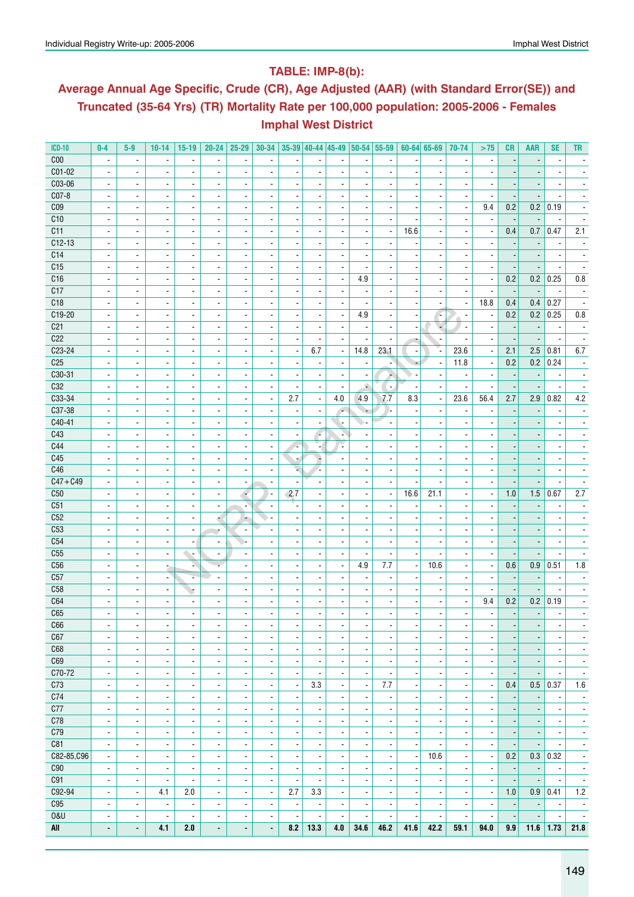## TABLE: IMP-8(b):

## Average Annual Age Specific, Crude (CR), Age Adjusted (AAR) (with Standard Error(SE)) and Truncated (35-64 Yrs) (TR) Mortality Rate per 100,000 population: 2005-2006 - Females

## Imphal West District

| ICD-10 | 0-4 | 5-9 | 10-14 | 15-19 | 20-24 | 25-29 | 30-34 | 35-39 | 40-44 | 45-49 | 50-54 | 55-59 | 60-64 | 65-69 | 70-74 | >75 | CR | AAR | SE | TR |
|---|---|---|---|---|---|---|---|---|---|---|---|---|---|---|---|---|---|---|---|---|
| C00 | - | - | - | - | - | - | - | - | - | - | - | - | - | - | - | - | - | - | - | - |
| C01-02 | - | - | - | - | - | - | - | - | - | - | - | - | - | - | - | - | - | - | - | - |
| C03-06 | - | - | - | - | - | - | - | - | - | - | - | - | - | - | - | - | - | - | - | - |
| C07-8 | - | - | - | - | - | - | - | - | - | - | - | - | - | - | - | - | - | - | - | - |
| C09 | - | - | - | - | - | - | - | - | - | - | - | - | - | - | - | 9.4 | 0.2 | 0.2 | 0.19 | - |
| C10 | - | - | - | - | - | - | - | - | - | - | - | - | - | - | - | - | - | - | - | - |
| C11 | - | - | - | - | - | - | - | - | - | - | - | - | 16.6 | - | - | - | 0.4 | 0.7 | 0.47 | 2.1 |
| C12-13 | - | - | - | - | - | - | - | - | - | - | - | - | - | - | - | - | - | - | - | - |
| C14 | - | - | - | - | - | - | - | - | - | - | - | - | - | - | - | - | - | - | - | - |
| C15 | - | - | - | - | - | - | - | - | - | - | - | - | - | - | - | - | - | - | - | - |
| C16 | - | - | - | - | - | - | - | - | - | - | 4.9 | - | - | - | - | - | 0.2 | 0.2 | 0.25 | 0.8 |
| C17 | - | - | - | - | - | - | - | - | - | - | - | - | - | - | - | - | - | - | - | - |
| C18 | - | - | - | - | - | - | - | - | - | - | - | - | - | - | - | 18.8 | 0.4 | 0.4 | 0.27 | - |
| C19-20 | - | - | - | - | - | - | - | - | - | - | 4.9 | - | - | - | - | - | 0.2 | 0.2 | 0.25 | 0.8 |
| C21 | - | - | - | - | - | - | - | - | - | - | - | - | - | - | - | - | - | - | - | - |
| C22 | - | - | - | - | - | - | - | - | - | - | - | - | - | - | - | - | - | - | - | - |
| C23-24 | - | - | - | - | - | - | - | - | 6.7 | - | 14.8 | 23.1 | - | - | 23.6 | - | 2.1 | 2.5 | 0.81 | 6.7 |
| C25 | - | - | - | - | - | - | - | - | - | - | - | - | - | - | 11.8 | - | 0.2 | 0.2 | 0.24 | - |
| C30-31 | - | - | - | - | - | - | - | - | - | - | - | - | - | - | - | - | - | - | - | - |
| C32 | - | - | - | - | - | - | - | - | - | - | - | - | - | - | - | - | - | - | - | - |
| C33-34 | - | - | - | - | - | - | - | 2.7 | - | 4.0 | 4.9 | 7.7 | 8.3 | - | 23.6 | 56.4 | 2.7 | 2.9 | 0.82 | 4.2 |
| C37-38 | - | - | - | - | - | - | - | - | - | - | - | - | - | - | - | - | - | - | - | - |
| C40-41 | - | - | - | - | - | - | - | - | - | - | - | - | - | - | - | - | - | - | - | - |
| C43 | - | - | - | - | - | - | - | - | - | - | - | - | - | - | - | - | - | - | - | - |
| C44 | - | - | - | - | - | - | - | - | - | - | - | - | - | - | - | - | - | - | - | - |
| C45 | - | - | - | - | - | - | - | - | - | - | - | - | - | - | - | - | - | - | - | - |
| C46 | - | - | - | - | - | - | - | - | - | - | - | - | - | - | - | - | - | - | - | - |
| C47+C49 | - | - | - | - | - | - | - | - | - | - | - | - | - | - | - | - | - | - | - | - |
| C50 | - | - | - | - | - | - | - | 2.7 | - | - | - | - | 16.6 | 21.1 | - | - | 1.0 | 1.5 | 0.67 | 2.7 |
| C51 | - | - | - | - | - | - | - | - | - | - | - | - | - | - | - | - | - | - | - | - |
| C52 | - | - | - | - | - | - | - | - | - | - | - | - | - | - | - | - | - | - | - | - |
| C53 | - | - | - | - | - | - | - | - | - | - | - | - | - | - | - | - | - | - | - | - |
| C54 | - | - | - | - | - | - | - | - | - | - | - | - | - | - | - | - | - | - | - | - |
| C55 | - | - | - | - | - | - | - | - | - | - | - | - | - | - | - | - | - | - | - | - |
| C56 | - | - | - | - | - | - | - | - | - | - | 4.9 | 7.7 | - | 10.6 | - | - | 0.6 | 0.9 | 0.51 | 1.8 |
| C57 | - | - | - | - | - | - | - | - | - | - | - | - | - | - | - | - | - | - | - | - |
| C58 | - | - | - | - | - | - | - | - | - | - | - | - | - | - | - | - | - | - | - | - |
| C64 | - | - | - | - | - | - | - | - | - | - | - | - | - | - | - | 9.4 | 0.2 | 0.2 | 0.19 | - |
| C65 | - | - | - | - | - | - | - | - | - | - | - | - | - | - | - | - | - | - | - | - |
| C66 | - | - | - | - | - | - | - | - | - | - | - | - | - | - | - | - | - | - | - | - |
| C67 | - | - | - | - | - | - | - | - | - | - | - | - | - | - | - | - | - | - | - | - |
| C68 | - | - | - | - | - | - | - | - | - | - | - | - | - | - | - | - | - | - | - | - |
| C69 | - | - | - | - | - | - | - | - | - | - | - | - | - | - | - | - | - | - | - | - |
| C70-72 | - | - | - | - | - | - | - | - | - | - | - | - | - | - | - | - | - | - | - | - |
| C73 | - | - | - | - | - | - | - | - | 3.3 | - | - | 7.7 | - | - | - | - | 0.4 | 0.5 | 0.37 | 1.6 |
| C74 | - | - | - | - | - | - | - | - | - | - | - | - | - | - | - | - | - | - | - | - |
| C77 | - | - | - | - | - | - | - | - | - | - | - | - | - | - | - | - | - | - | - | - |
| C78 | - | - | - | - | - | - | - | - | - | - | - | - | - | - | - | - | - | - | - | - |
| C79 | - | - | - | - | - | - | - | - | - | - | - | - | - | - | - | - | - | - | - | - |
| C81 | - | - | - | - | - | - | - | - | - | - | - | - | - | - | - | - | - | - | - | - |
| C82-85,C96 | - | - | - | - | - | - | - | - | - | - | - | - | - | 10.6 | - | - | 0.2 | 0.3 | 0.32 | - |
| C90 | - | - | - | - | - | - | - | - | - | - | - | - | - | - | - | - | - | - | - | - |
| C91 | - | - | - | - | - | - | - | - | - | - | - | - | - | - | - | - | - | - | - | - |
| C92-94 | - | - | 4.1 | 2.0 | - | - | - | 2.7 | 3.3 | - | - | - | - | - | - | - | 1.0 | 0.9 | 0.41 | 1.2 |
| C95 | - | - | - | - | - | - | - | - | - | - | - | - | - | - | - | - | - | - | - | - |
| O&U | - | - | - | - | - | - | - | - | - | - | - | - | - | - | - | - | - | - | - | - |
| **All** | **-** | **-** | **4.1** | **2.0** | **-** | **-** | **-** | **8.2** | **13.3** | **4.0** | **34.6** | **46.2** | **41.6** | **42.2** | **59.1** | **94.0** | **9.9** | **11.6** | **1.73** | **21.8** |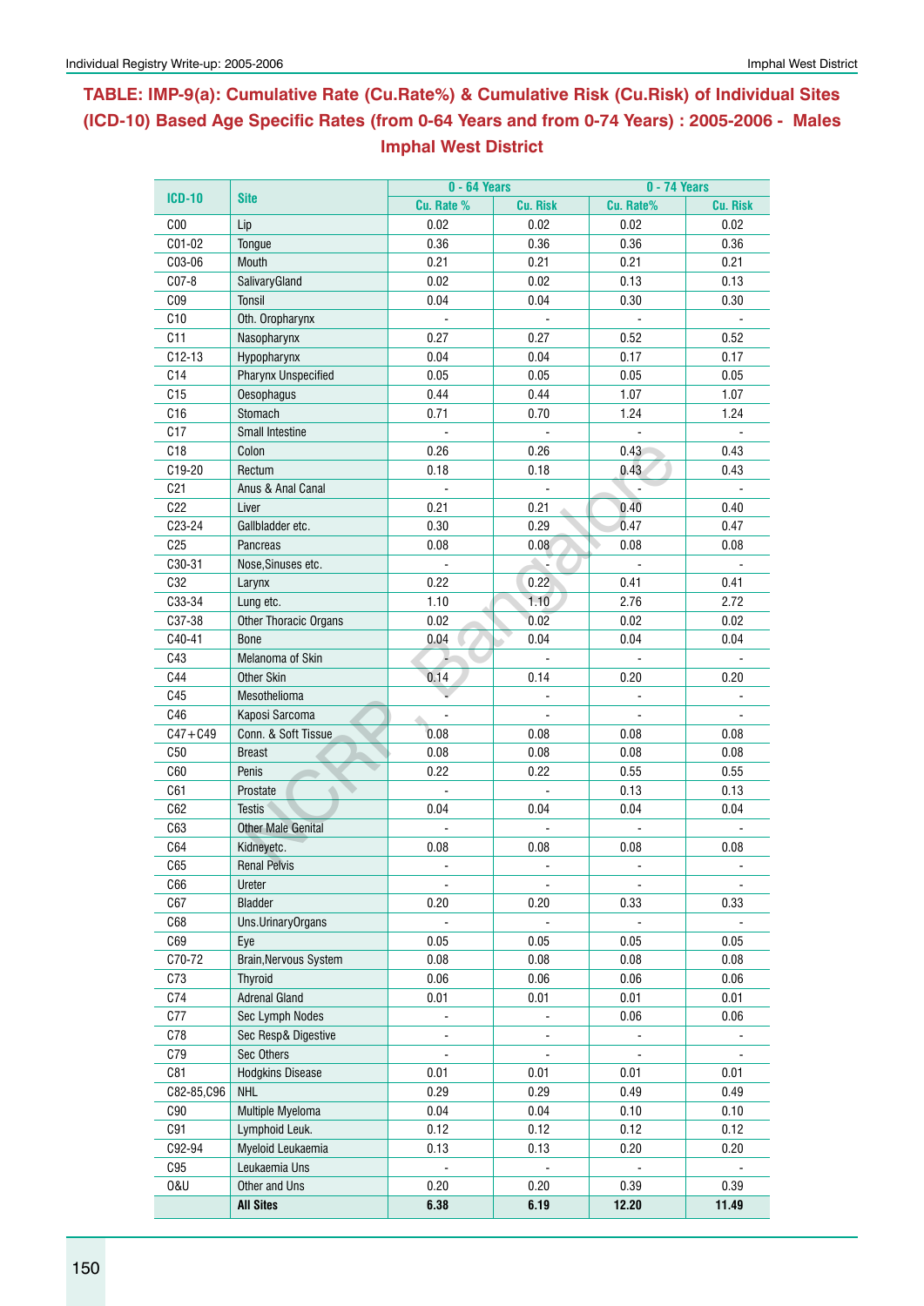## TABLE: IMP-9(a): Cumulative Rate (Cu.Rate%) & Cumulative Risk (Cu.Risk) of Individual Sites (ICD-10) Based Age Specific Rates (from 0-64 Years and from 0-74 Years) : 2005-2006 - Males Imphal West District

| ICD-10 | Site | 0 - 64 Years | | 0 - 74 Years | |
|---|---|---|---|---|---|
| | | Cu. Rate % | Cu. Risk | Cu. Rate% | Cu. Risk |
| C00 | Lip | 0.02 | 0.02 | 0.02 | 0.02 |
| C01-02 | Tongue | 0.36 | 0.36 | 0.36 | 0.36 |
| C03-06 | Mouth | 0.21 | 0.21 | 0.21 | 0.21 |
| C07-8 | SalivaryGland | 0.02 | 0.02 | 0.13 | 0.13 |
| C09 | Tonsil | 0.04 | 0.04 | 0.30 | 0.30 |
| C10 | Oth. Oropharynx | - | - | - | - |
| C11 | Nasopharynx | 0.27 | 0.27 | 0.52 | 0.52 |
| C12-13 | Hypopharynx | 0.04 | 0.04 | 0.17 | 0.17 |
| C14 | Pharynx Unspecified | 0.05 | 0.05 | 0.05 | 0.05 |
| C15 | Oesophagus | 0.44 | 0.44 | 1.07 | 1.07 |
| C16 | Stomach | 0.71 | 0.70 | 1.24 | 1.24 |
| C17 | Small Intestine | - | - | - | - |
| C18 | Colon | 0.26 | 0.26 | 0.43 | 0.43 |
| C19-20 | Rectum | 0.18 | 0.18 | 0.43 | 0.43 |
| C21 | Anus & Anal Canal | - | - | - | - |
| C22 | Liver | 0.21 | 0.21 | 0.40 | 0.40 |
| C23-24 | Gallbladder etc. | 0.30 | 0.29 | 0.47 | 0.47 |
| C25 | Pancreas | 0.08 | 0.08 | 0.08 | 0.08 |
| C30-31 | Nose,Sinuses etc. | - | - | - | - |
| C32 | Larynx | 0.22 | 0.22 | 0.41 | 0.41 |
| C33-34 | Lung etc. | 1.10 | 1.10 | 2.76 | 2.72 |
| C37-38 | Other Thoracic Organs | 0.02 | 0.02 | 0.02 | 0.02 |
| C40-41 | Bone | 0.04 | 0.04 | 0.04 | 0.04 |
| C43 | Melanoma of Skin | - | - | - | - |
| C44 | Other Skin | 0.14 | 0.14 | 0.20 | 0.20 |
| C45 | Mesothelioma | - | - | - | - |
| C46 | Kaposi Sarcoma | - | - | - | - |
| C47+C49 | Conn. & Soft Tissue | 0.08 | 0.08 | 0.08 | 0.08 |
| C50 | Breast | 0.08 | 0.08 | 0.08 | 0.08 |
| C60 | Penis | 0.22 | 0.22 | 0.55 | 0.55 |
| C61 | Prostate | - | - | 0.13 | 0.13 |
| C62 | Testis | 0.04 | 0.04 | 0.04 | 0.04 |
| C63 | Other Male Genital | - | - | - | - |
| C64 | Kidneyetc. | 0.08 | 0.08 | 0.08 | 0.08 |
| C65 | Renal Pelvis | - | - | - | - |
| C66 | Ureter | - | - | - | - |
| C67 | Bladder | 0.20 | 0.20 | 0.33 | 0.33 |
| C68 | Uns.UrinaryOrgans | - | - | - | - |
| C69 | Eye | 0.05 | 0.05 | 0.05 | 0.05 |
| C70-72 | Brain,Nervous System | 0.08 | 0.08 | 0.08 | 0.08 |
| C73 | Thyroid | 0.06 | 0.06 | 0.06 | 0.06 |
| C74 | Adrenal Gland | 0.01 | 0.01 | 0.01 | 0.01 |
| C77 | Sec Lymph Nodes | - | - | 0.06 | 0.06 |
| C78 | Sec Resp& Digestive | - | - | - | - |
| C79 | Sec Others | - | - | - | - |
| C81 | Hodgkins Disease | 0.01 | 0.01 | 0.01 | 0.01 |
| C82-85,C96 | NHL | 0.29 | 0.29 | 0.49 | 0.49 |
| C90 | Multiple Myeloma | 0.04 | 0.04 | 0.10 | 0.10 |
| C91 | Lymphoid Leuk. | 0.12 | 0.12 | 0.12 | 0.12 |
| C92-94 | Myeloid Leukaemia | 0.13 | 0.13 | 0.20 | 0.20 |
| C95 | Leukaemia Uns | - | - | - | - |
| O&U | Other and Uns | 0.20 | 0.20 | 0.39 | 0.39 |
| | **All Sites** | **6.38** | **6.19** | **12.20** | **11.49** |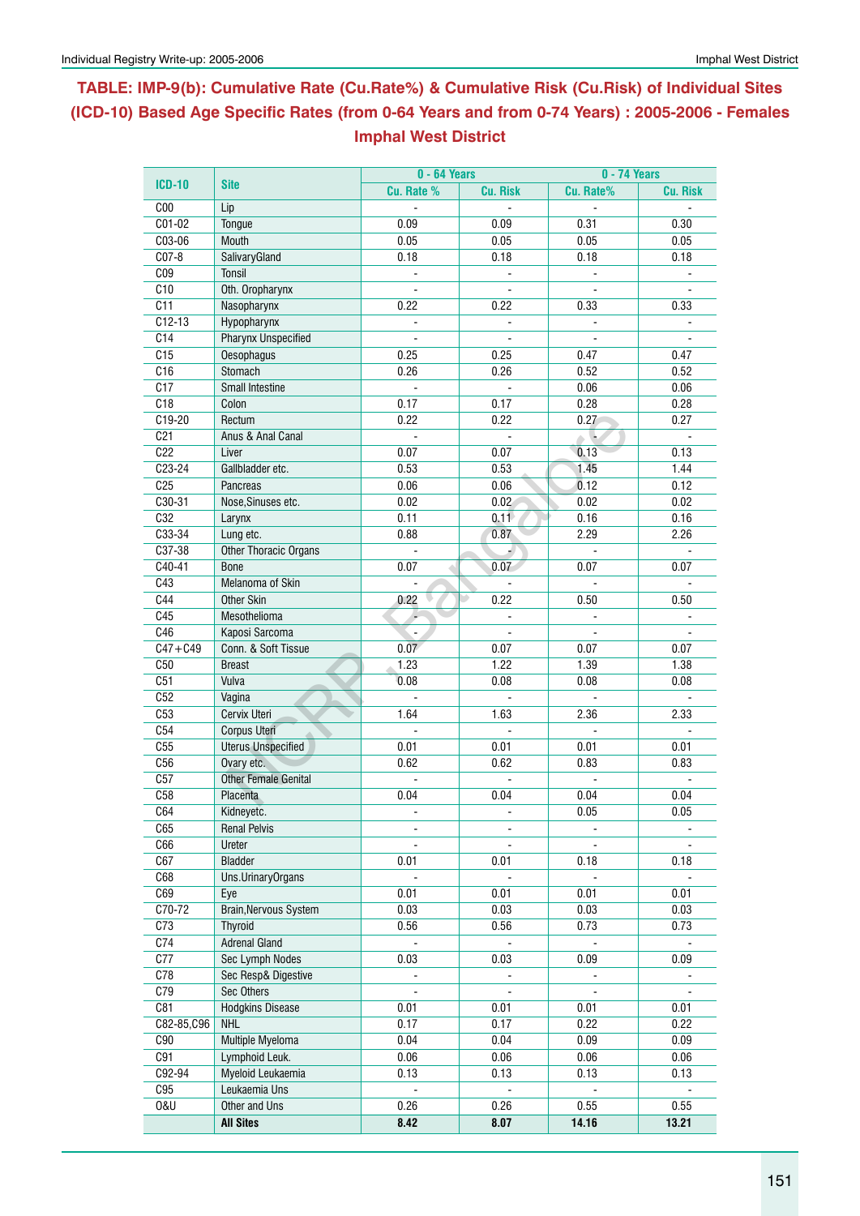# TABLE: IMP-9(b): Cumulative Rate (Cu.Rate%) & Cumulative Risk (Cu.Risk) of Individual Sites (ICD-10) Based Age Specific Rates (from 0-64 Years and from 0-74 Years) : 2005-2006 - Females Imphal West District

| ICD-10 | Site | 0 - 64 Years | | 0 - 74 Years | |
|---|---|---|---|---|---|
| | | Cu. Rate % | Cu. Risk | Cu. Rate% | Cu. Risk |
| C00 | Lip | - | - | - | - |
| C01-02 | Tongue | 0.09 | 0.09 | 0.31 | 0.30 |
| C03-06 | Mouth | 0.05 | 0.05 | 0.05 | 0.05 |
| C07-8 | SalivaryGland | 0.18 | 0.18 | 0.18 | 0.18 |
| C09 | Tonsil | - | - | - | - |
| C10 | Oth. Oropharynx | - | - | - | - |
| C11 | Nasopharynx | 0.22 | 0.22 | 0.33 | 0.33 |
| C12-13 | Hypopharynx | - | - | - | - |
| C14 | Pharynx Unspecified | - | - | - | - |
| C15 | Oesophagus | 0.25 | 0.25 | 0.47 | 0.47 |
| C16 | Stomach | 0.26 | 0.26 | 0.52 | 0.52 |
| C17 | Small Intestine | - | - | 0.06 | 0.06 |
| C18 | Colon | 0.17 | 0.17 | 0.28 | 0.28 |
| C19-20 | Rectum | 0.22 | 0.22 | 0.27 | 0.27 |
| C21 | Anus & Anal Canal | - | - | - | - |
| C22 | Liver | 0.07 | 0.07 | 0.13 | 0.13 |
| C23-24 | Gallbladder etc. | 0.53 | 0.53 | 1.45 | 1.44 |
| C25 | Pancreas | 0.06 | 0.06 | 0.12 | 0.12 |
| C30-31 | Nose,Sinuses etc. | 0.02 | 0.02 | 0.02 | 0.02 |
| C32 | Larynx | 0.11 | 0.11 | 0.16 | 0.16 |
| C33-34 | Lung etc. | 0.88 | 0.87 | 2.29 | 2.26 |
| C37-38 | Other Thoracic Organs | - | - | - | - |
| C40-41 | Bone | 0.07 | 0.07 | 0.07 | 0.07 |
| C43 | Melanoma of Skin | - | - | - | - |
| C44 | Other Skin | 0.22 | 0.22 | 0.50 | 0.50 |
| C45 | Mesothelioma | - | - | - | - |
| C46 | Kaposi Sarcoma | - | - | - | - |
| C47+C49 | Conn. & Soft Tissue | 0.07 | 0.07 | 0.07 | 0.07 |
| C50 | Breast | 1.23 | 1.22 | 1.39 | 1.38 |
| C51 | Vulva | 0.08 | 0.08 | 0.08 | 0.08 |
| C52 | Vagina | - | - | - | - |
| C53 | Cervix Uteri | 1.64 | 1.63 | 2.36 | 2.33 |
| C54 | Corpus Uteri | - | - | - | - |
| C55 | Uterus Unspecified | 0.01 | 0.01 | 0.01 | 0.01 |
| C56 | Ovary etc. | 0.62 | 0.62 | 0.83 | 0.83 |
| C57 | Other Female Genital | - | - | - | - |
| C58 | Placenta | 0.04 | 0.04 | 0.04 | 0.04 |
| C64 | Kidneyetc. | - | - | 0.05 | 0.05 |
| C65 | Renal Pelvis | - | - | - | - |
| C66 | Ureter | - | - | - | - |
| C67 | Bladder | 0.01 | 0.01 | 0.18 | 0.18 |
| C68 | Uns.UrinaryOrgans | - | - | - | - |
| C69 | Eye | 0.01 | 0.01 | 0.01 | 0.01 |
| C70-72 | Brain,Nervous System | 0.03 | 0.03 | 0.03 | 0.03 |
| C73 | Thyroid | 0.56 | 0.56 | 0.73 | 0.73 |
| C74 | Adrenal Gland | - | - | - | - |
| C77 | Sec Lymph Nodes | 0.03 | 0.03 | 0.09 | 0.09 |
| C78 | Sec Resp& Digestive | - | - | - | - |
| C79 | Sec Others | - | - | - | - |
| C81 | Hodgkins Disease | 0.01 | 0.01 | 0.01 | 0.01 |
| C82-85,C96 | NHL | 0.17 | 0.17 | 0.22 | 0.22 |
| C90 | Multiple Myeloma | 0.04 | 0.04 | 0.09 | 0.09 |
| C91 | Lymphoid Leuk. | 0.06 | 0.06 | 0.06 | 0.06 |
| C92-94 | Myeloid Leukaemia | 0.13 | 0.13 | 0.13 | 0.13 |
| C95 | Leukaemia Uns | - | - | - | - |
| O&U | Other and Uns | 0.26 | 0.26 | 0.55 | 0.55 |
| | **All Sites** | **8.42** | **8.07** | **14.16** | **13.21** |